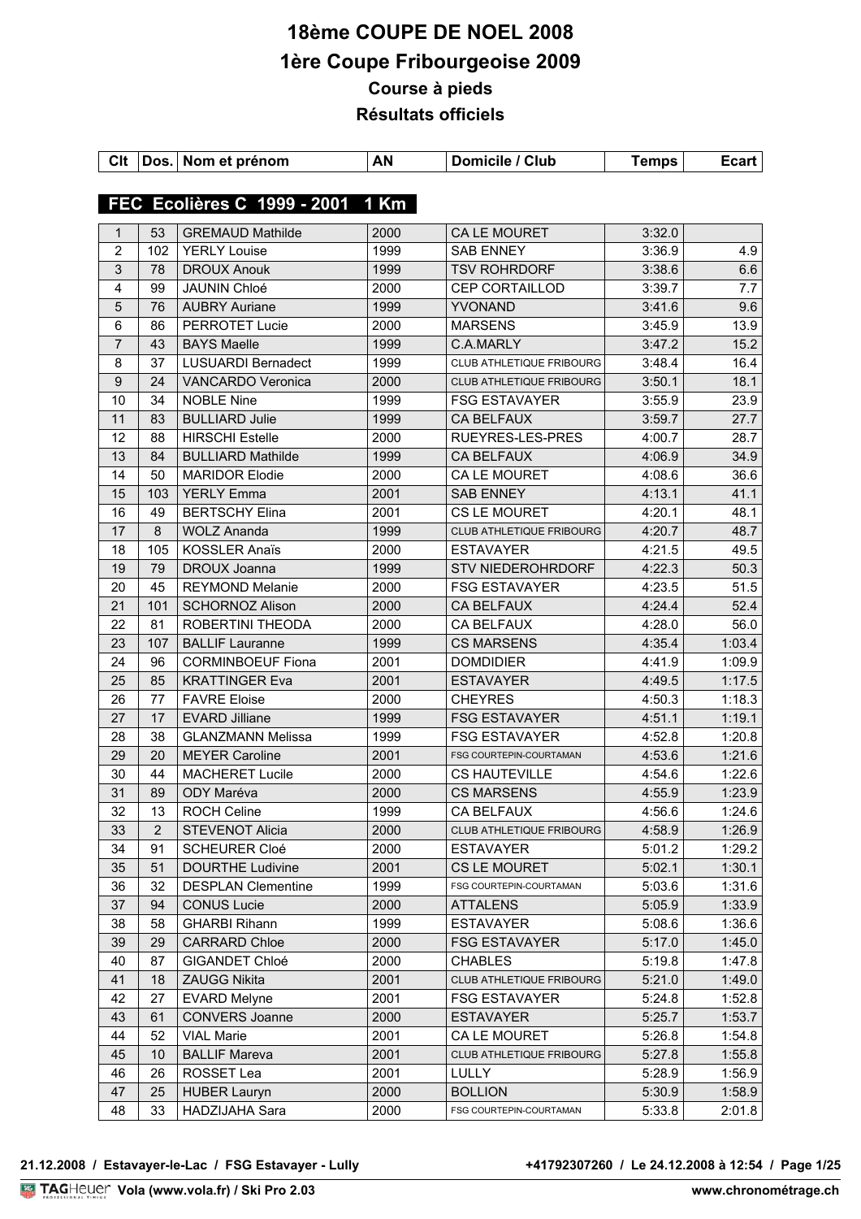# 18ème COUPE DE NOEL 2008

# 1ère Coupe Fribourgeoise 2009

## Course à pieds

## Résultats officiels

| Clt | Dos. | Nom et prénom | AN | Domicile / Club | Temps | Ecart |
|---|---|---|---|---|---|---|
| **FEC Ecolières C 1999 - 2001 1 Km** | | | | | | |
| 1 | 53 | GREMAUD Mathilde | 2000 | CA LE MOURET | 3:32.0 | |
| 2 | 102 | YERLY Louise | 1999 | SAB ENNEY | 3:36.9 | 4.9 |
| 3 | 78 | DROUX Anouk | 1999 | TSV ROHRDORF | 3:38.6 | 6.6 |
| 4 | 99 | JAUNIN Chloé | 2000 | CEP CORTAILLOD | 3:39.7 | 7.7 |
| 5 | 76 | AUBRY Auriane | 1999 | YVONAND | 3:41.6 | 9.6 |
| 6 | 86 | PERROTET Lucie | 2000 | MARSENS | 3:45.9 | 13.9 |
| 7 | 43 | BAYS Maelle | 1999 | C.A.MARLY | 3:47.2 | 15.2 |
| 8 | 37 | LUSUARDI Bernadect | 1999 | CLUB ATHLETIQUE FRIBOURG | 3:48.4 | 16.4 |
| 9 | 24 | VANCARDO Veronica | 2000 | CLUB ATHLETIQUE FRIBOURG | 3:50.1 | 18.1 |
| 10 | 34 | NOBLE Nine | 1999 | FSG ESTAVAYER | 3:55.9 | 23.9 |
| 11 | 83 | BULLIARD Julie | 1999 | CA BELFAUX | 3:59.7 | 27.7 |
| 12 | 88 | HIRSCHI Estelle | 2000 | RUEYRES-LES-PRES | 4:00.7 | 28.7 |
| 13 | 84 | BULLIARD Mathilde | 1999 | CA BELFAUX | 4:06.9 | 34.9 |
| 14 | 50 | MARIDOR Elodie | 2000 | CA LE MOURET | 4:08.6 | 36.6 |
| 15 | 103 | YERLY Emma | 2001 | SAB ENNEY | 4:13.1 | 41.1 |
| 16 | 49 | BERTSCHY Elina | 2001 | CS LE MOURET | 4:20.1 | 48.1 |
| 17 | 8 | WOLZ Ananda | 1999 | CLUB ATHLETIQUE FRIBOURG | 4:20.7 | 48.7 |
| 18 | 105 | KOSSLER Anaïs | 2000 | ESTAVAYER | 4:21.5 | 49.5 |
| 19 | 79 | DROUX Joanna | 1999 | STV NIEDEROHRDORF | 4:22.3 | 50.3 |
| 20 | 45 | REYMOND Melanie | 2000 | FSG ESTAVAYER | 4:23.5 | 51.5 |
| 21 | 101 | SCHORNOZ Alison | 2000 | CA BELFAUX | 4:24.4 | 52.4 |
| 22 | 81 | ROBERTINI THEODA | 2000 | CA BELFAUX | 4:28.0 | 56.0 |
| 23 | 107 | BALLIF Lauranne | 1999 | CS MARSENS | 4:35.4 | 1:03.4 |
| 24 | 96 | CORMINBOEUF Fiona | 2001 | DOMDIDIER | 4:41.9 | 1:09.9 |
| 25 | 85 | KRATTINGER Eva | 2001 | ESTAVAYER | 4:49.5 | 1:17.5 |
| 26 | 77 | FAVRE Eloise | 2000 | CHEYRES | 4:50.3 | 1:18.3 |
| 27 | 17 | EVARD Jilliane | 1999 | FSG ESTAVAYER | 4:51.1 | 1:19.1 |
| 28 | 38 | GLANZMANN Melissa | 1999 | FSG ESTAVAYER | 4:52.8 | 1:20.8 |
| 29 | 20 | MEYER Caroline | 2001 | FSG COURTEPIN-COURTAMAN | 4:53.6 | 1:21.6 |
| 30 | 44 | MACHERET Lucile | 2000 | CS HAUTEVILLE | 4:54.6 | 1:22.6 |
| 31 | 89 | ODY Maréva | 2000 | CS MARSENS | 4:55.9 | 1:23.9 |
| 32 | 13 | ROCH Celine | 1999 | CA BELFAUX | 4:56.6 | 1:24.6 |
| 33 | 2 | STEVENOT Alicia | 2000 | CLUB ATHLETIQUE FRIBOURG | 4:58.9 | 1:26.9 |
| 34 | 91 | SCHEURER Cloé | 2000 | ESTAVAYER | 5:01.2 | 1:29.2 |
| 35 | 51 | DOURTHE Ludivine | 2001 | CS LE MOURET | 5:02.1 | 1:30.1 |
| 36 | 32 | DESPLAN Clementine | 1999 | FSG COURTEPIN-COURTAMAN | 5:03.6 | 1:31.6 |
| 37 | 94 | CONUS Lucie | 2000 | ATTALENS | 5:05.9 | 1:33.9 |
| 38 | 58 | GHARBI Rihann | 1999 | ESTAVAYER | 5:08.6 | 1:36.6 |
| 39 | 29 | CARRARD Chloe | 2000 | FSG ESTAVAYER | 5:17.0 | 1:45.0 |
| 40 | 87 | GIGANDET Chloé | 2000 | CHABLES | 5:19.8 | 1:47.8 |
| 41 | 18 | ZAUGG Nikita | 2001 | CLUB ATHLETIQUE FRIBOURG | 5:21.0 | 1:49.0 |
| 42 | 27 | EVARD Melyne | 2001 | FSG ESTAVAYER | 5:24.8 | 1:52.8 |
| 43 | 61 | CONVERS Joanne | 2000 | ESTAVAYER | 5:25.7 | 1:53.7 |
| 44 | 52 | VIAL Marie | 2001 | CA LE MOURET | 5:26.8 | 1:54.8 |
| 45 | 10 | BALLIF Mareva | 2001 | CLUB ATHLETIQUE FRIBOURG | 5:27.8 | 1:55.8 |
| 46 | 26 | ROSSET Lea | 2001 | LULLY | 5:28.9 | 1:56.9 |
| 47 | 25 | HUBER Lauryn | 2000 | BOLLION | 5:30.9 | 1:58.9 |
| 48 | 33 | HADZIJAHA Sara | 2000 | FSG COURTEPIN-COURTAMAN | 5:33.8 | 2:01.8 |

21.12.2008 / Estavayer-le-Lac / FSG Estavayer - Lully

+41792307260 / Le 24.12.2008 à 12:54

TAGHeuer Vola (www.vola.fr) / Ski Pro 2.03

www.chronométrage.ch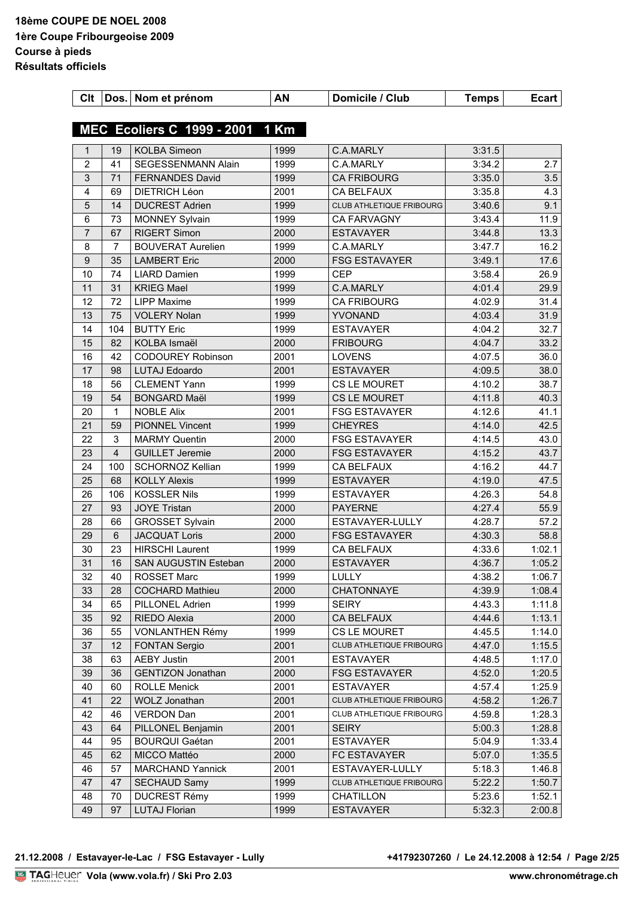**18ème COUPE DE NOEL 2008**
**1ère Coupe Fribourgeoise 2009**
**Course à pieds**
**Résultats officiels**

## MEC Ecoliers C 1999 - 2001 1 Km

| Clt | Dos. | Nom et prénom | AN | Domicile / Club | Temps | Ecart |
|---|---|---|---|---|---|---|
| 1 | 19 | KOLBA Simeon | 1999 | C.A.MARLY | 3:31.5 | |
| 2 | 41 | SEGESSENMANN Alain | 1999 | C.A.MARLY | 3:34.2 | 2.7 |
| 3 | 71 | FERNANDES David | 1999 | CA FRIBOURG | 3:35.0 | 3.5 |
| 4 | 69 | DIETRICH Léon | 2001 | CA BELFAUX | 3:35.8 | 4.3 |
| 5 | 14 | DUCREST Adrien | 1999 | CLUB ATHLETIQUE FRIBOURG | 3:40.6 | 9.1 |
| 6 | 73 | MONNEY Sylvain | 1999 | CA FARVAGNY | 3:43.4 | 11.9 |
| 7 | 67 | RIGERT Simon | 2000 | ESTAVAYER | 3:44.8 | 13.3 |
| 8 | 7 | BOUVERAT Aurelien | 1999 | C.A.MARLY | 3:47.7 | 16.2 |
| 9 | 35 | LAMBERT Eric | 2000 | FSG ESTAVAYER | 3:49.1 | 17.6 |
| 10 | 74 | LIARD Damien | 1999 | CEP | 3:58.4 | 26.9 |
| 11 | 31 | KRIEG Mael | 1999 | C.A.MARLY | 4:01.4 | 29.9 |
| 12 | 72 | LIPP Maxime | 1999 | CA FRIBOURG | 4:02.9 | 31.4 |
| 13 | 75 | VOLERY Nolan | 1999 | YVONAND | 4:03.4 | 31.9 |
| 14 | 104 | BUTTY Eric | 1999 | ESTAVAYER | 4:04.2 | 32.7 |
| 15 | 82 | KOLBA Ismaël | 2000 | FRIBOURG | 4:04.7 | 33.2 |
| 16 | 42 | CODOUREY Robinson | 2001 | LOVENS | 4:07.5 | 36.0 |
| 17 | 98 | LUTAJ Edoardo | 2001 | ESTAVAYER | 4:09.5 | 38.0 |
| 18 | 56 | CLEMENT Yann | 1999 | CS LE MOURET | 4:10.2 | 38.7 |
| 19 | 54 | BONGARD Maël | 1999 | CS LE MOURET | 4:11.8 | 40.3 |
| 20 | 1 | NOBLE Alix | 2001 | FSG ESTAVAYER | 4:12.6 | 41.1 |
| 21 | 59 | PIONNEL Vincent | 1999 | CHEYRES | 4:14.0 | 42.5 |
| 22 | 3 | MARMY Quentin | 2000 | FSG ESTAVAYER | 4:14.5 | 43.0 |
| 23 | 4 | GUILLET Jeremie | 2000 | FSG ESTAVAYER | 4:15.2 | 43.7 |
| 24 | 100 | SCHORNOZ Kellian | 1999 | CA BELFAUX | 4:16.2 | 44.7 |
| 25 | 68 | KOLLY Alexis | 1999 | ESTAVAYER | 4:19.0 | 47.5 |
| 26 | 106 | KOSSLER Nils | 1999 | ESTAVAYER | 4:26.3 | 54.8 |
| 27 | 93 | JOYE Tristan | 2000 | PAYERNE | 4:27.4 | 55.9 |
| 28 | 66 | GROSSET Sylvain | 2000 | ESTAVAYER-LULLY | 4:28.7 | 57.2 |
| 29 | 6 | JACQUAT Loris | 2000 | FSG ESTAVAYER | 4:30.3 | 58.8 |
| 30 | 23 | HIRSCHI Laurent | 1999 | CA BELFAUX | 4:33.6 | 1:02.1 |
| 31 | 16 | SAN AUGUSTIN Esteban | 2000 | ESTAVAYER | 4:36.7 | 1:05.2 |
| 32 | 40 | ROSSET Marc | 1999 | LULLY | 4:38.2 | 1:06.7 |
| 33 | 28 | COCHARD Mathieu | 2000 | CHATONNAYE | 4:39.9 | 1:08.4 |
| 34 | 65 | PILLONEL Adrien | 1999 | SEIRY | 4:43.3 | 1:11.8 |
| 35 | 92 | RIEDO Alexia | 2000 | CA BELFAUX | 4:44.6 | 1:13.1 |
| 36 | 55 | VONLANTHEN Rémy | 1999 | CS LE MOURET | 4:45.5 | 1:14.0 |
| 37 | 12 | FONTAN Sergio | 2001 | CLUB ATHLETIQUE FRIBOURG | 4:47.0 | 1:15.5 |
| 38 | 63 | AEBY Justin | 2001 | ESTAVAYER | 4:48.5 | 1:17.0 |
| 39 | 36 | GENTIZON Jonathan | 2000 | FSG ESTAVAYER | 4:52.0 | 1:20.5 |
| 40 | 60 | ROLLE Menick | 2001 | ESTAVAYER | 4:57.4 | 1:25.9 |
| 41 | 22 | WOLZ Jonathan | 2001 | CLUB ATHLETIQUE FRIBOURG | 4:58.2 | 1:26.7 |
| 42 | 46 | VERDON Dan | 2001 | CLUB ATHLETIQUE FRIBOURG | 4:59.8 | 1:28.3 |
| 43 | 64 | PILLONEL Benjamin | 2001 | SEIRY | 5:00.3 | 1:28.8 |
| 44 | 95 | BOURQUI Gaétan | 2001 | ESTAVAYER | 5:04.9 | 1:33.4 |
| 45 | 62 | MICCO Mattéo | 2000 | FC ESTAVAYER | 5:07.0 | 1:35.5 |
| 46 | 57 | MARCHAND Yannick | 2001 | ESTAVAYER-LULLY | 5:18.3 | 1:46.8 |
| 47 | 47 | SECHAUD Samy | 1999 | CLUB ATHLETIQUE FRIBOURG | 5:22.2 | 1:50.7 |
| 48 | 70 | DUCREST Rémy | 1999 | CHATILLON | 5:23.6 | 1:52.1 |
| 49 | 97 | LUTAJ Florian | 1999 | ESTAVAYER | 5:32.3 | 2:00.8 |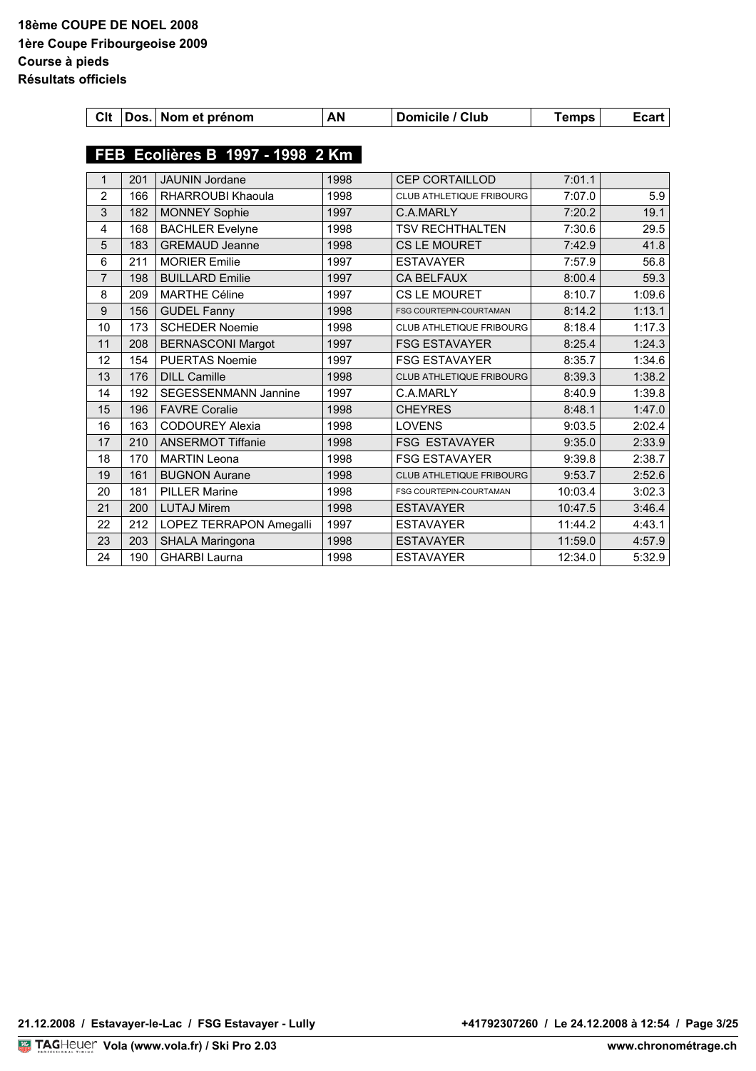**18ème COUPE DE NOEL 2008**
**1ère Coupe Fribourgeoise 2009**
**Course à pieds**
**Résultats officiels**

## FEB Ecolières B 1997 - 1998 2 Km

| Clt | Dos. | Nom et prénom | AN | Domicile / Club | Temps | Ecart |
|---|---|---|---|---|---|---|
| 1 | 201 | JAUNIN Jordane | 1998 | CEP CORTAILLOD | 7:01.1 | |
| 2 | 166 | RHARROUBI Khaoula | 1998 | CLUB ATHLETIQUE FRIBOURG | 7:07.0 | 5.9 |
| 3 | 182 | MONNEY Sophie | 1997 | C.A.MARLY | 7:20.2 | 19.1 |
| 4 | 168 | BACHLER Evelyne | 1998 | TSV RECHTHALTEN | 7:30.6 | 29.5 |
| 5 | 183 | GREMAUD Jeanne | 1998 | CS LE MOURET | 7:42.9 | 41.8 |
| 6 | 211 | MORIER Emilie | 1997 | ESTAVAYER | 7:57.9 | 56.8 |
| 7 | 198 | BUILLARD Emilie | 1997 | CA BELFAUX | 8:00.4 | 59.3 |
| 8 | 209 | MARTHE Céline | 1997 | CS LE MOURET | 8:10.7 | 1:09.6 |
| 9 | 156 | GUDEL Fanny | 1998 | FSG COURTEPIN-COURTAMAN | 8:14.2 | 1:13.1 |
| 10 | 173 | SCHEDER Noemie | 1998 | CLUB ATHLETIQUE FRIBOURG | 8:18.4 | 1:17.3 |
| 11 | 208 | BERNASCONI Margot | 1997 | FSG ESTAVAYER | 8:25.4 | 1:24.3 |
| 12 | 154 | PUERTAS Noemie | 1997 | FSG ESTAVAYER | 8:35.7 | 1:34.6 |
| 13 | 176 | DILL Camille | 1998 | CLUB ATHLETIQUE FRIBOURG | 8:39.3 | 1:38.2 |
| 14 | 192 | SEGESSENMANN Jannine | 1997 | C.A.MARLY | 8:40.9 | 1:39.8 |
| 15 | 196 | FAVRE Coralie | 1998 | CHEYRES | 8:48.1 | 1:47.0 |
| 16 | 163 | CODOUREY Alexia | 1998 | LOVENS | 9:03.5 | 2:02.4 |
| 17 | 210 | ANSERMOT Tiffanie | 1998 | FSG ESTAVAYER | 9:35.0 | 2:33.9 |
| 18 | 170 | MARTIN Leona | 1998 | FSG ESTAVAYER | 9:39.8 | 2:38.7 |
| 19 | 161 | BUGNON Aurane | 1998 | CLUB ATHLETIQUE FRIBOURG | 9:53.7 | 2:52.6 |
| 20 | 181 | PILLER Marine | 1998 | FSG COURTEPIN-COURTAMAN | 10:03.4 | 3:02.3 |
| 21 | 200 | LUTAJ Mirem | 1998 | ESTAVAYER | 10:47.5 | 3:46.4 |
| 22 | 212 | LOPEZ TERRAPON Amegalli | 1997 | ESTAVAYER | 11:44.2 | 4:43.1 |
| 23 | 203 | SHALA Maringona | 1998 | ESTAVAYER | 11:59.0 | 4:57.9 |
| 24 | 190 | GHARBI Laurna | 1998 | ESTAVAYER | 12:34.0 | 5:32.9 |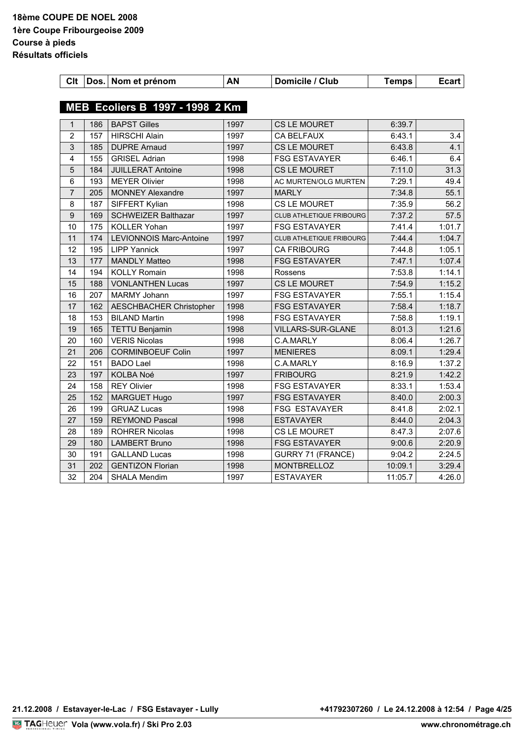**18ème COUPE DE NOEL 2008**
**1ère Coupe Fribourgeoise 2009**
**Course à pieds**
**Résultats officiels**

## MEB Ecoliers B 1997 - 1998 2 Km

| Clt | Dos. | Nom et prénom | AN | Domicile / Club | Temps | Ecart |
|---|---|---|---|---|---|---|
| 1 | 186 | BAPST Gilles | 1997 | CS LE MOURET | 6:39.7 | |
| 2 | 157 | HIRSCHI Alain | 1997 | CA BELFAUX | 6:43.1 | 3.4 |
| 3 | 185 | DUPRE Arnaud | 1997 | CS LE MOURET | 6:43.8 | 4.1 |
| 4 | 155 | GRISEL Adrian | 1998 | FSG ESTAVAYER | 6:46.1 | 6.4 |
| 5 | 184 | JUILLERAT Antoine | 1998 | CS LE MOURET | 7:11.0 | 31.3 |
| 6 | 193 | MEYER Olivier | 1998 | AC MURTEN/OLG MURTEN | 7:29.1 | 49.4 |
| 7 | 205 | MONNEY Alexandre | 1997 | MARLY | 7:34.8 | 55.1 |
| 8 | 187 | SIFFERT Kylian | 1998 | CS LE MOURET | 7:35.9 | 56.2 |
| 9 | 169 | SCHWEIZER Balthazar | 1997 | CLUB ATHLETIQUE FRIBOURG | 7:37.2 | 57.5 |
| 10 | 175 | KOLLER Yohan | 1997 | FSG ESTAVAYER | 7:41.4 | 1:01.7 |
| 11 | 174 | LEVIONNOIS Marc-Antoine | 1997 | CLUB ATHLETIQUE FRIBOURG | 7:44.4 | 1:04.7 |
| 12 | 195 | LIPP Yannick | 1997 | CA FRIBOURG | 7:44.8 | 1:05.1 |
| 13 | 177 | MANDLY Matteo | 1998 | FSG ESTAVAYER | 7:47.1 | 1:07.4 |
| 14 | 194 | KOLLY Romain | 1998 | Rossens | 7:53.8 | 1:14.1 |
| 15 | 188 | VONLANTHEN Lucas | 1997 | CS LE MOURET | 7:54.9 | 1:15.2 |
| 16 | 207 | MARMY Johann | 1997 | FSG ESTAVAYER | 7:55.1 | 1:15.4 |
| 17 | 162 | AESCHBACHER Christopher | 1998 | FSG ESTAVAYER | 7:58.4 | 1:18.7 |
| 18 | 153 | BILAND Martin | 1998 | FSG ESTAVAYER | 7:58.8 | 1:19.1 |
| 19 | 165 | TETTU Benjamin | 1998 | VILLARS-SUR-GLANE | 8:01.3 | 1:21.6 |
| 20 | 160 | VERIS Nicolas | 1998 | C.A.MARLY | 8:06.4 | 1:26.7 |
| 21 | 206 | CORMINBOEUF Colin | 1997 | MENIERES | 8:09.1 | 1:29.4 |
| 22 | 151 | BADO Lael | 1998 | C.A.MARLY | 8:16.9 | 1:37.2 |
| 23 | 197 | KOLBA Noé | 1997 | FRIBOURG | 8:21.9 | 1:42.2 |
| 24 | 158 | REY Olivier | 1998 | FSG ESTAVAYER | 8:33.1 | 1:53.4 |
| 25 | 152 | MARGUET Hugo | 1997 | FSG ESTAVAYER | 8:40.0 | 2:00.3 |
| 26 | 199 | GRUAZ Lucas | 1998 | FSG ESTAVAYER | 8:41.8 | 2:02.1 |
| 27 | 159 | REYMOND Pascal | 1998 | ESTAVAYER | 8:44.0 | 2:04.3 |
| 28 | 189 | ROHRER Nicolas | 1998 | CS LE MOURET | 8:47.3 | 2:07.6 |
| 29 | 180 | LAMBERT Bruno | 1998 | FSG ESTAVAYER | 9:00.6 | 2:20.9 |
| 30 | 191 | GALLAND Lucas | 1998 | GURRY 71 (FRANCE) | 9:04.2 | 2:24.5 |
| 31 | 202 | GENTIZON Florian | 1998 | MONTBRELLOZ | 10:09.1 | 3:29.4 |
| 32 | 204 | SHALA Mendim | 1997 | ESTAVAYER | 11:05.7 | 4:26.0 |

21.12.2008 / Estavayer-le-Lac / FSG Estavayer - Lully    +41792307260 / Le 24.12.2008 à 12:54

TAGHeuer Vola (www.vola.fr) / Ski Pro 2.03    www.chronométrage.ch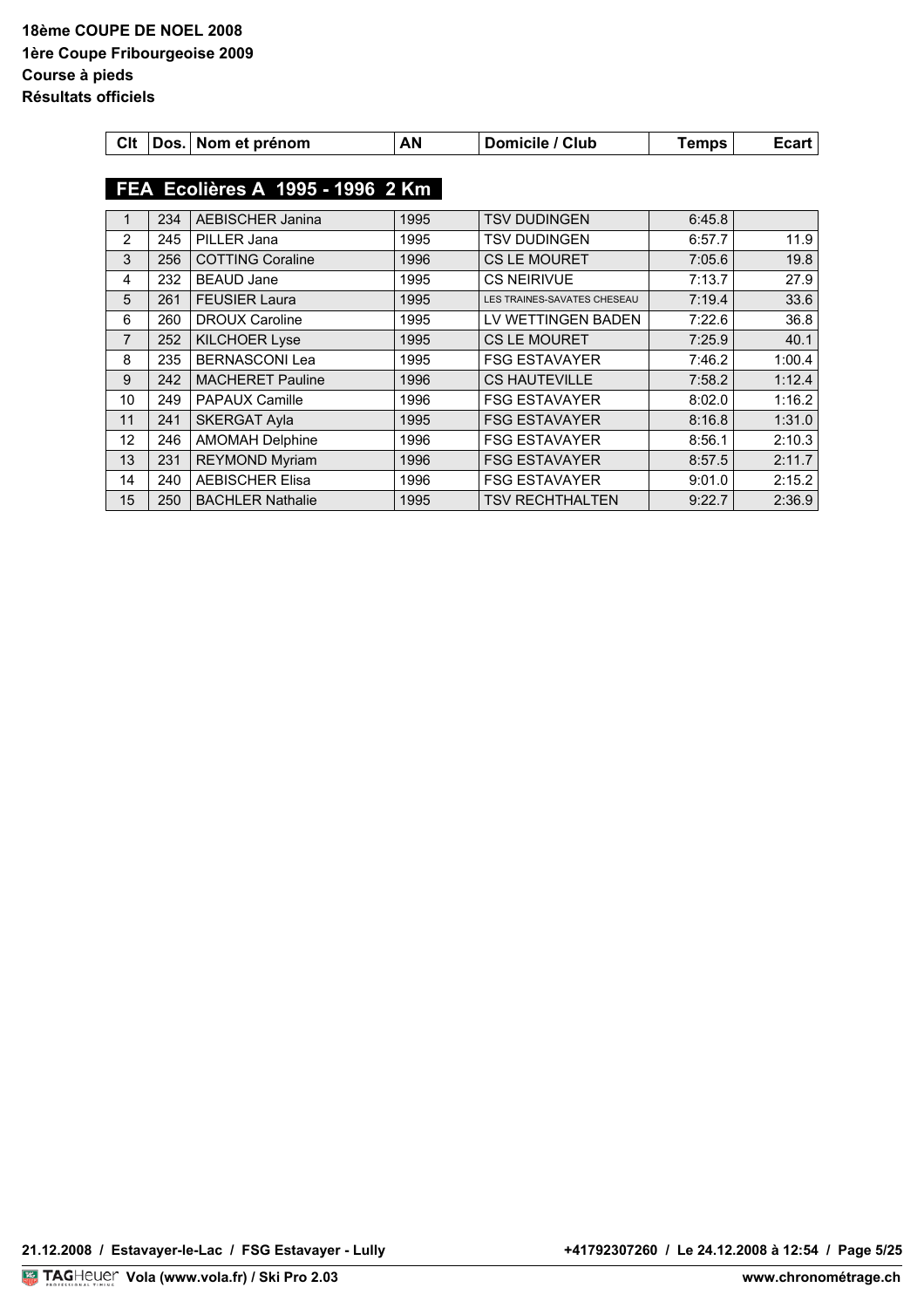**18ème COUPE DE NOEL 2008**

**1ère Coupe Fribourgeoise 2009**

**Course à pieds**

**Résultats officiels**

## FEA Ecolières A 1995 - 1996 2 Km

| Clt | Dos. | Nom et prénom | AN | Domicile / Club | Temps | Ecart |
|---|---|---|---|---|---|---|
| 1 | 234 | AEBISCHER Janina | 1995 | TSV DUDINGEN | 6:45.8 | |
| 2 | 245 | PILLER Jana | 1995 | TSV DUDINGEN | 6:57.7 | 11.9 |
| 3 | 256 | COTTING Coraline | 1996 | CS LE MOURET | 7:05.6 | 19.8 |
| 4 | 232 | BEAUD Jane | 1995 | CS NEIRIVUE | 7:13.7 | 27.9 |
| 5 | 261 | FEUSIER Laura | 1995 | LES TRAINES-SAVATES CHESEAU | 7:19.4 | 33.6 |
| 6 | 260 | DROUX Caroline | 1995 | LV WETTINGEN BADEN | 7:22.6 | 36.8 |
| 7 | 252 | KILCHOER Lyse | 1995 | CS LE MOURET | 7:25.9 | 40.1 |
| 8 | 235 | BERNASCONI Lea | 1995 | FSG ESTAVAYER | 7:46.2 | 1:00.4 |
| 9 | 242 | MACHERET Pauline | 1996 | CS HAUTEVILLE | 7:58.2 | 1:12.4 |
| 10 | 249 | PAPAUX Camille | 1996 | FSG ESTAVAYER | 8:02.0 | 1:16.2 |
| 11 | 241 | SKERGAT Ayla | 1995 | FSG ESTAVAYER | 8:16.8 | 1:31.0 |
| 12 | 246 | AMOMAH Delphine | 1996 | FSG ESTAVAYER | 8:56.1 | 2:10.3 |
| 13 | 231 | REYMOND Myriam | 1996 | FSG ESTAVAYER | 8:57.5 | 2:11.7 |
| 14 | 240 | AEBISCHER Elisa | 1996 | FSG ESTAVAYER | 9:01.0 | 2:15.2 |
| 15 | 250 | BACHLER Nathalie | 1995 | TSV RECHTHALTEN | 9:22.7 | 2:36.9 |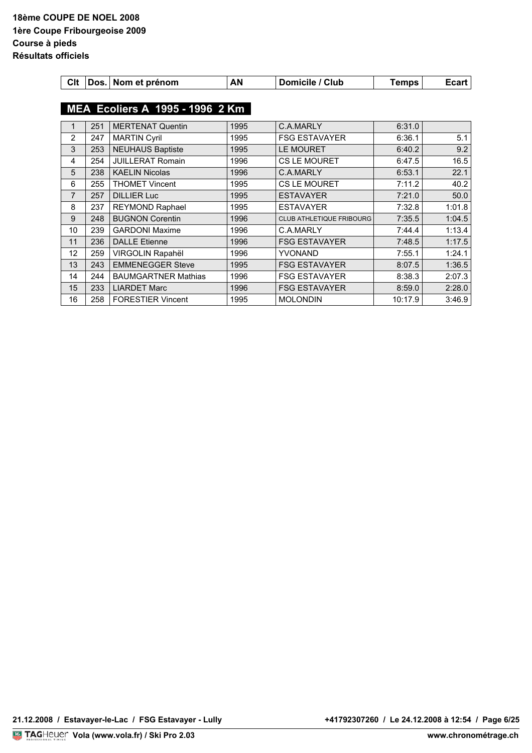**18ème COUPE DE NOEL 2008**
**1ère Coupe Fribourgeoise 2009**
**Course à pieds**
**Résultats officiels**

## MEA Ecoliers A 1995 - 1996 2 Km

| Clt | Dos. | Nom et prénom | AN | Domicile / Club | Temps | Ecart |
|---|---|---|---|---|---|---|
| 1 | 251 | MERTENAT Quentin | 1995 | C.A.MARLY | 6:31.0 | |
| 2 | 247 | MARTIN Cyril | 1995 | FSG ESTAVAYER | 6:36.1 | 5.1 |
| 3 | 253 | NEUHAUS Baptiste | 1995 | LE MOURET | 6:40.2 | 9.2 |
| 4 | 254 | JUILLERAT Romain | 1996 | CS LE MOURET | 6:47.5 | 16.5 |
| 5 | 238 | KAELIN Nicolas | 1996 | C.A.MARLY | 6:53.1 | 22.1 |
| 6 | 255 | THOMET Vincent | 1995 | CS LE MOURET | 7:11.2 | 40.2 |
| 7 | 257 | DILLIER Luc | 1995 | ESTAVAYER | 7:21.0 | 50.0 |
| 8 | 237 | REYMOND Raphael | 1995 | ESTAVAYER | 7:32.8 | 1:01.8 |
| 9 | 248 | BUGNON Corentin | 1996 | CLUB ATHLETIQUE FRIBOURG | 7:35.5 | 1:04.5 |
| 10 | 239 | GARDONI Maxime | 1996 | C.A.MARLY | 7:44.4 | 1:13.4 |
| 11 | 236 | DALLE Etienne | 1996 | FSG ESTAVAYER | 7:48.5 | 1:17.5 |
| 12 | 259 | VIRGOLIN Rapahël | 1996 | YVONAND | 7:55.1 | 1:24.1 |
| 13 | 243 | EMMENEGGER Steve | 1995 | FSG ESTAVAYER | 8:07.5 | 1:36.5 |
| 14 | 244 | BAUMGARTNER Mathias | 1996 | FSG ESTAVAYER | 8:38.3 | 2:07.3 |
| 15 | 233 | LIARDET Marc | 1996 | FSG ESTAVAYER | 8:59.0 | 2:28.0 |
| 16 | 258 | FORESTIER Vincent | 1995 | MOLONDIN | 10:17.9 | 3:46.9 |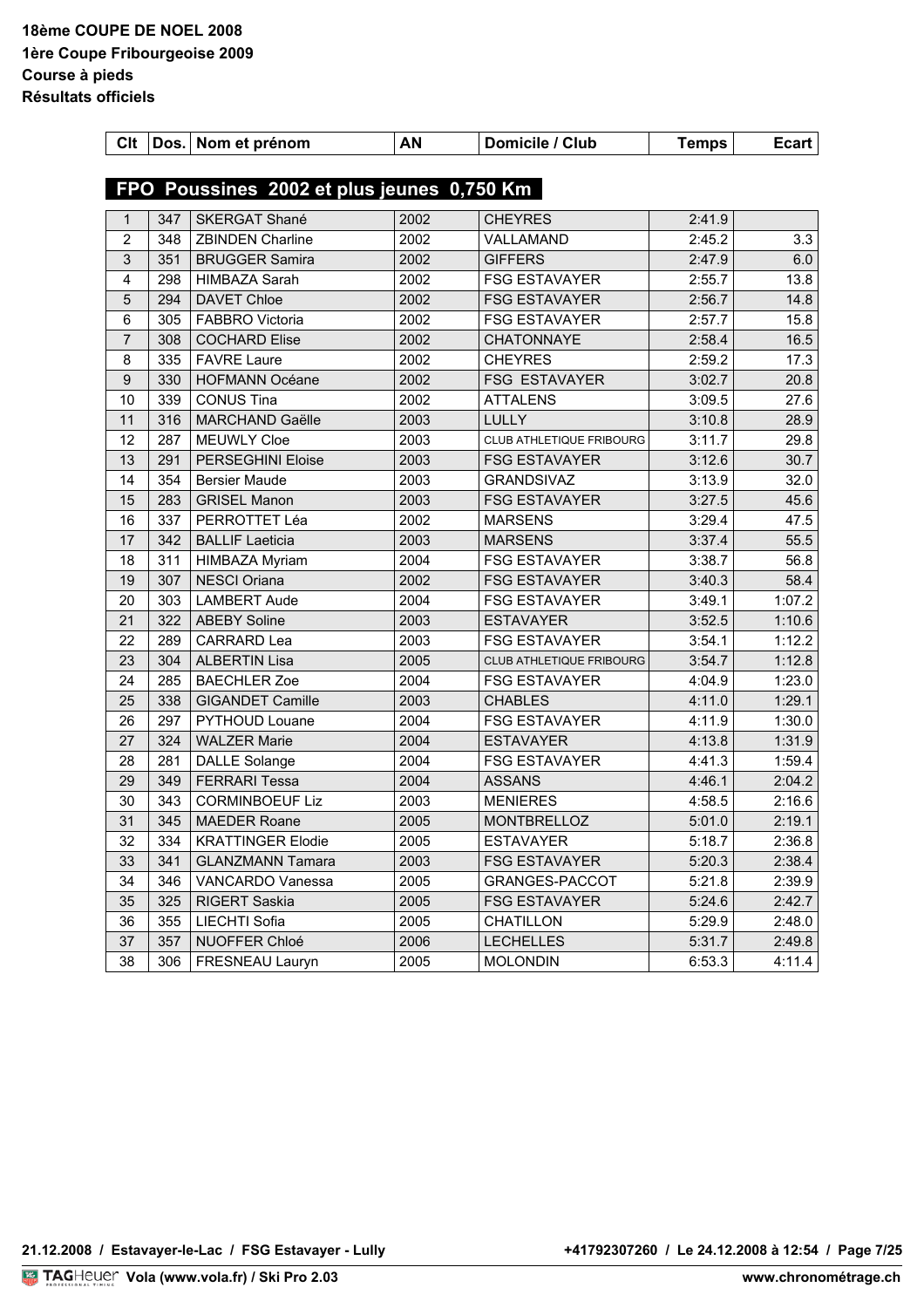**18ème COUPE DE NOEL 2008**
**1ère Coupe Fribourgeoise 2009**
**Course à pieds**
**Résultats officiels**

## FPO Poussines 2002 et plus jeunes 0,750 Km

| Clt | Dos. | Nom et prénom | AN | Domicile / Club | Temps | Ecart |
|---|---|---|---|---|---|---|
| 1 | 347 | SKERGAT Shané | 2002 | CHEYRES | 2:41.9 | |
| 2 | 348 | ZBINDEN Charline | 2002 | VALLAMAND | 2:45.2 | 3.3 |
| 3 | 351 | BRUGGER Samira | 2002 | GIFFERS | 2:47.9 | 6.0 |
| 4 | 298 | HIMBAZA Sarah | 2002 | FSG ESTAVAYER | 2:55.7 | 13.8 |
| 5 | 294 | DAVET Chloe | 2002 | FSG ESTAVAYER | 2:56.7 | 14.8 |
| 6 | 305 | FABBRO Victoria | 2002 | FSG ESTAVAYER | 2:57.7 | 15.8 |
| 7 | 308 | COCHARD Elise | 2002 | CHATONNAYE | 2:58.4 | 16.5 |
| 8 | 335 | FAVRE Laure | 2002 | CHEYRES | 2:59.2 | 17.3 |
| 9 | 330 | HOFMANN Océane | 2002 | FSG ESTAVAYER | 3:02.7 | 20.8 |
| 10 | 339 | CONUS Tina | 2002 | ATTALENS | 3:09.5 | 27.6 |
| 11 | 316 | MARCHAND Gaëlle | 2003 | LULLY | 3:10.8 | 28.9 |
| 12 | 287 | MEUWLY Cloe | 2003 | CLUB ATHLETIQUE FRIBOURG | 3:11.7 | 29.8 |
| 13 | 291 | PERSEGHINI Eloise | 2003 | FSG ESTAVAYER | 3:12.6 | 30.7 |
| 14 | 354 | Bersier Maude | 2003 | GRANDSIVAZ | 3:13.9 | 32.0 |
| 15 | 283 | GRISEL Manon | 2003 | FSG ESTAVAYER | 3:27.5 | 45.6 |
| 16 | 337 | PERROTTET Léa | 2002 | MARSENS | 3:29.4 | 47.5 |
| 17 | 342 | BALLIF Laeticia | 2003 | MARSENS | 3:37.4 | 55.5 |
| 18 | 311 | HIMBAZA Myriam | 2004 | FSG ESTAVAYER | 3:38.7 | 56.8 |
| 19 | 307 | NESCI Oriana | 2002 | FSG ESTAVAYER | 3:40.3 | 58.4 |
| 20 | 303 | LAMBERT Aude | 2004 | FSG ESTAVAYER | 3:49.1 | 1:07.2 |
| 21 | 322 | ABEBY Soline | 2003 | ESTAVAYER | 3:52.5 | 1:10.6 |
| 22 | 289 | CARRARD Lea | 2003 | FSG ESTAVAYER | 3:54.1 | 1:12.2 |
| 23 | 304 | ALBERTIN Lisa | 2005 | CLUB ATHLETIQUE FRIBOURG | 3:54.7 | 1:12.8 |
| 24 | 285 | BAECHLER Zoe | 2004 | FSG ESTAVAYER | 4:04.9 | 1:23.0 |
| 25 | 338 | GIGANDET Camille | 2003 | CHABLES | 4:11.0 | 1:29.1 |
| 26 | 297 | PYTHOUD Louane | 2004 | FSG ESTAVAYER | 4:11.9 | 1:30.0 |
| 27 | 324 | WALZER Marie | 2004 | ESTAVAYER | 4:13.8 | 1:31.9 |
| 28 | 281 | DALLE Solange | 2004 | FSG ESTAVAYER | 4:41.3 | 1:59.4 |
| 29 | 349 | FERRARI Tessa | 2004 | ASSANS | 4:46.1 | 2:04.2 |
| 30 | 343 | CORMINBOEUF Liz | 2003 | MENIERES | 4:58.5 | 2:16.6 |
| 31 | 345 | MAEDER Roane | 2005 | MONTBRELLOZ | 5:01.0 | 2:19.1 |
| 32 | 334 | KRATTINGER Elodie | 2005 | ESTAVAYER | 5:18.7 | 2:36.8 |
| 33 | 341 | GLANZMANN Tamara | 2003 | FSG ESTAVAYER | 5:20.3 | 2:38.4 |
| 34 | 346 | VANCARDO Vanessa | 2005 | GRANGES-PACCOT | 5:21.8 | 2:39.9 |
| 35 | 325 | RIGERT Saskia | 2005 | FSG ESTAVAYER | 5:24.6 | 2:42.7 |
| 36 | 355 | LIECHTI Sofia | 2005 | CHATILLON | 5:29.9 | 2:48.0 |
| 37 | 357 | NUOFFER Chloé | 2006 | LECHELLES | 5:31.7 | 2:49.8 |
| 38 | 306 | FRESNEAU Lauryn | 2005 | MOLONDIN | 6:53.3 | 4:11.4 |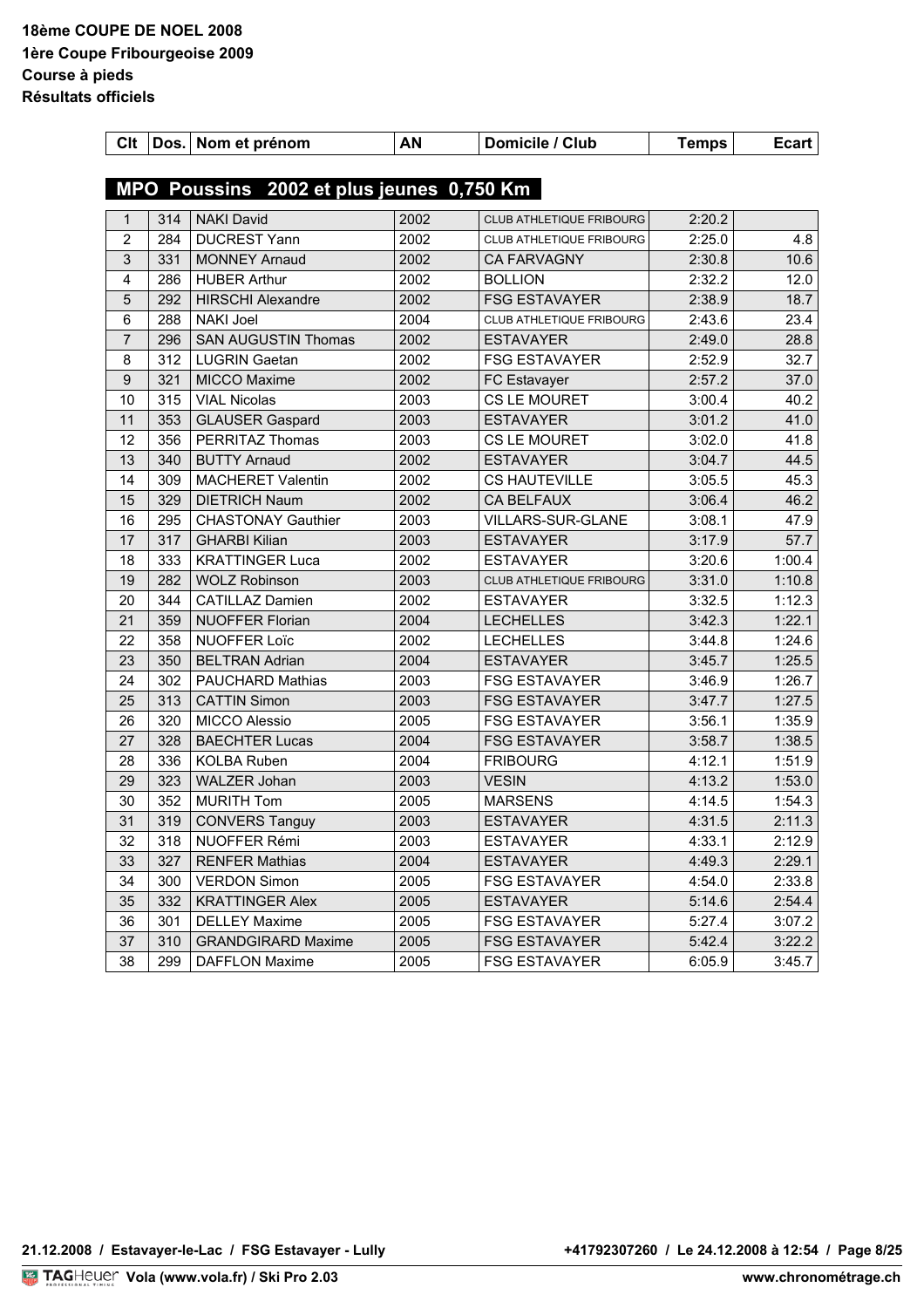**18ème COUPE DE NOEL 2008**
**1ère Coupe Fribourgeoise 2009**
**Course à pieds**
**Résultats officiels**

## MPO Poussins 2002 et plus jeunes 0,750 Km

| Clt | Dos. | Nom et prénom | AN | Domicile / Club | Temps | Ecart |
|---|---|---|---|---|---|---|
| 1 | 314 | NAKI David | 2002 | CLUB ATHLETIQUE FRIBOURG | 2:20.2 | |
| 2 | 284 | DUCREST Yann | 2002 | CLUB ATHLETIQUE FRIBOURG | 2:25.0 | 4.8 |
| 3 | 331 | MONNEY Arnaud | 2002 | CA FARVAGNY | 2:30.8 | 10.6 |
| 4 | 286 | HUBER Arthur | 2002 | BOLLION | 2:32.2 | 12.0 |
| 5 | 292 | HIRSCHI Alexandre | 2002 | FSG ESTAVAYER | 2:38.9 | 18.7 |
| 6 | 288 | NAKI Joel | 2004 | CLUB ATHLETIQUE FRIBOURG | 2:43.6 | 23.4 |
| 7 | 296 | SAN AUGUSTIN Thomas | 2002 | ESTAVAYER | 2:49.0 | 28.8 |
| 8 | 312 | LUGRIN Gaetan | 2002 | FSG ESTAVAYER | 2:52.9 | 32.7 |
| 9 | 321 | MICCO Maxime | 2002 | FC Estavayer | 2:57.2 | 37.0 |
| 10 | 315 | VIAL Nicolas | 2003 | CS LE MOURET | 3:00.4 | 40.2 |
| 11 | 353 | GLAUSER Gaspard | 2003 | ESTAVAYER | 3:01.2 | 41.0 |
| 12 | 356 | PERRITAZ Thomas | 2003 | CS LE MOURET | 3:02.0 | 41.8 |
| 13 | 340 | BUTTY Arnaud | 2002 | ESTAVAYER | 3:04.7 | 44.5 |
| 14 | 309 | MACHERET Valentin | 2002 | CS HAUTEVILLE | 3:05.5 | 45.3 |
| 15 | 329 | DIETRICH Naum | 2002 | CA BELFAUX | 3:06.4 | 46.2 |
| 16 | 295 | CHASTONAY Gauthier | 2003 | VILLARS-SUR-GLANE | 3:08.1 | 47.9 |
| 17 | 317 | GHARBI Kilian | 2003 | ESTAVAYER | 3:17.9 | 57.7 |
| 18 | 333 | KRATTINGER Luca | 2002 | ESTAVAYER | 3:20.6 | 1:00.4 |
| 19 | 282 | WOLZ Robinson | 2003 | CLUB ATHLETIQUE FRIBOURG | 3:31.0 | 1:10.8 |
| 20 | 344 | CATILLAZ Damien | 2002 | ESTAVAYER | 3:32.5 | 1:12.3 |
| 21 | 359 | NUOFFER Florian | 2004 | LECHELLES | 3:42.3 | 1:22.1 |
| 22 | 358 | NUOFFER Loïc | 2002 | LECHELLES | 3:44.8 | 1:24.6 |
| 23 | 350 | BELTRAN Adrian | 2004 | ESTAVAYER | 3:45.7 | 1:25.5 |
| 24 | 302 | PAUCHARD Mathias | 2003 | FSG ESTAVAYER | 3:46.9 | 1:26.7 |
| 25 | 313 | CATTIN Simon | 2003 | FSG ESTAVAYER | 3:47.7 | 1:27.5 |
| 26 | 320 | MICCO Alessio | 2005 | FSG ESTAVAYER | 3:56.1 | 1:35.9 |
| 27 | 328 | BAECHTER Lucas | 2004 | FSG ESTAVAYER | 3:58.7 | 1:38.5 |
| 28 | 336 | KOLBA Ruben | 2004 | FRIBOURG | 4:12.1 | 1:51.9 |
| 29 | 323 | WALZER Johan | 2003 | VESIN | 4:13.2 | 1:53.0 |
| 30 | 352 | MURITH Tom | 2005 | MARSENS | 4:14.5 | 1:54.3 |
| 31 | 319 | CONVERS Tanguy | 2003 | ESTAVAYER | 4:31.5 | 2:11.3 |
| 32 | 318 | NUOFFER Rémi | 2003 | ESTAVAYER | 4:33.1 | 2:12.9 |
| 33 | 327 | RENFER Mathias | 2004 | ESTAVAYER | 4:49.3 | 2:29.1 |
| 34 | 300 | VERDON Simon | 2005 | FSG ESTAVAYER | 4:54.0 | 2:33.8 |
| 35 | 332 | KRATTINGER Alex | 2005 | ESTAVAYER | 5:14.6 | 2:54.4 |
| 36 | 301 | DELLEY Maxime | 2005 | FSG ESTAVAYER | 5:27.4 | 3:07.2 |
| 37 | 310 | GRANDGIRARD Maxime | 2005 | FSG ESTAVAYER | 5:42.4 | 3:22.2 |
| 38 | 299 | DAFFLON Maxime | 2005 | FSG ESTAVAYER | 6:05.9 | 3:45.7 |

**21.12.2008 / Estavayer-le-Lac / FSG Estavayer - Lully** **+41792307260 / Le 24.12.2008 à 12:54**

TAGHeuer **Vola (www.vola.fr) / Ski Pro 2.03** **www.chronométrage.ch**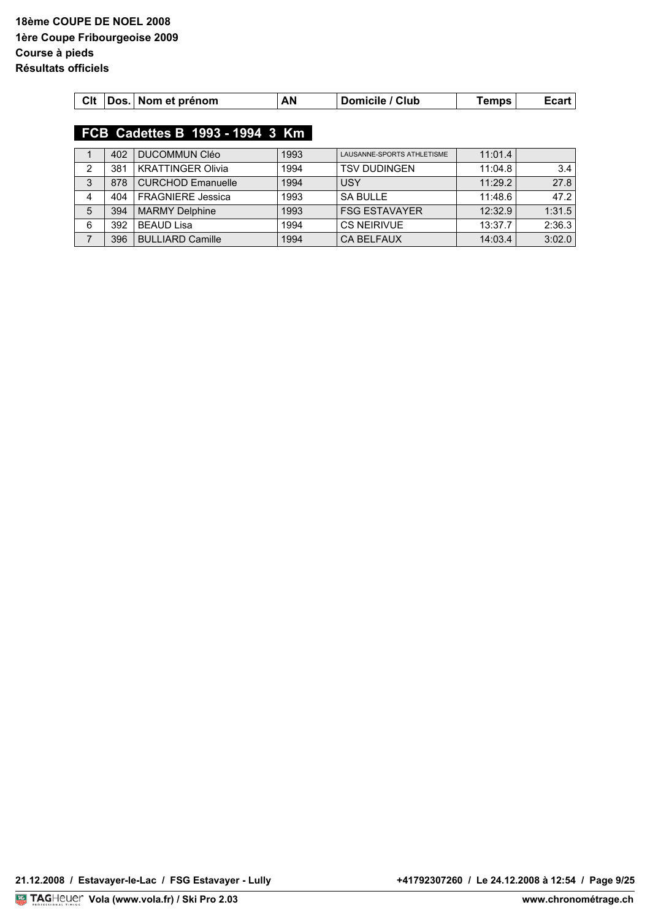**18ème COUPE DE NOEL 2008**
**1ère Coupe Fribourgeoise 2009**
**Course à pieds**
**Résultats officiels**

## FCB Cadettes B 1993 - 1994 3 Km

| Clt | Dos. | Nom et prénom | AN | Domicile / Club | Temps | Ecart |
|---|---|---|---|---|---|---|
| 1 | 402 | DUCOMMUN Cléo | 1993 | LAUSANNE-SPORTS ATHLETISME | 11:01.4 | |
| 2 | 381 | KRATTINGER Olivia | 1994 | TSV DUDINGEN | 11:04.8 | 3.4 |
| 3 | 878 | CURCHOD Emanuelle | 1994 | USY | 11:29.2 | 27.8 |
| 4 | 404 | FRAGNIERE Jessica | 1993 | SA BULLE | 11:48.6 | 47.2 |
| 5 | 394 | MARMY Delphine | 1993 | FSG ESTAVAYER | 12:32.9 | 1:31.5 |
| 6 | 392 | BEAUD Lisa | 1994 | CS NEIRIVUE | 13:37.7 | 2:36.3 |
| 7 | 396 | BULLIARD Camille | 1994 | CA BELFAUX | 14:03.4 | 3:02.0 |

21.12.2008 / Estavayer-le-Lac / FSG Estavayer - Lully

+41792307260 / Le 24.12.2008 à 12:54

TAGHeuer Vola (www.vola.fr) / Ski Pro 2.03

www.chronométrage.ch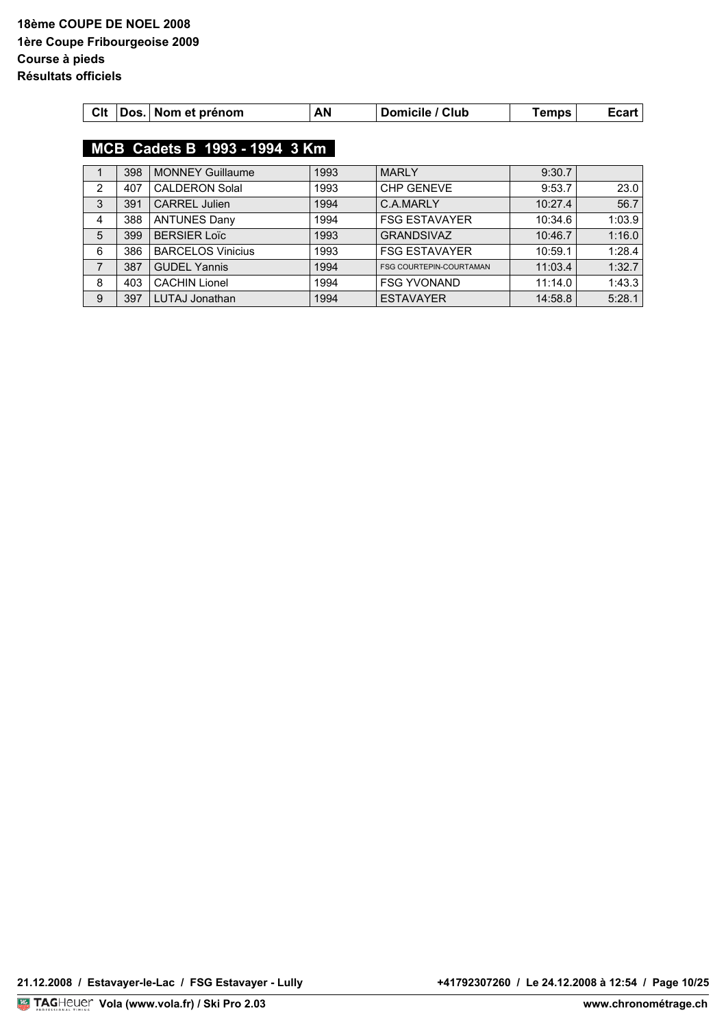**18ème COUPE DE NOEL 2008**
**1ère Coupe Fribourgeoise 2009**
**Course à pieds**
**Résultats officiels**

## MCB Cadets B 1993 - 1994 3 Km

| Clt | Dos. | Nom et prénom | AN | Domicile / Club | Temps | Ecart |
|---|---|---|---|---|---|---|
| 1 | 398 | MONNEY Guillaume | 1993 | MARLY | 9:30.7 | |
| 2 | 407 | CALDERON Solal | 1993 | CHP GENEVE | 9:53.7 | 23.0 |
| 3 | 391 | CARREL Julien | 1994 | C.A.MARLY | 10:27.4 | 56.7 |
| 4 | 388 | ANTUNES Dany | 1994 | FSG ESTAVAYER | 10:34.6 | 1:03.9 |
| 5 | 399 | BERSIER Loïc | 1993 | GRANDSIVAZ | 10:46.7 | 1:16.0 |
| 6 | 386 | BARCELOS Vinicius | 1993 | FSG ESTAVAYER | 10:59.1 | 1:28.4 |
| 7 | 387 | GUDEL Yannis | 1994 | FSG COURTEPIN-COURTAMAN | 11:03.4 | 1:32.7 |
| 8 | 403 | CACHIN Lionel | 1994 | FSG YVONAND | 11:14.0 | 1:43.3 |
| 9 | 397 | LUTAJ Jonathan | 1994 | ESTAVAYER | 14:58.8 | 5:28.1 |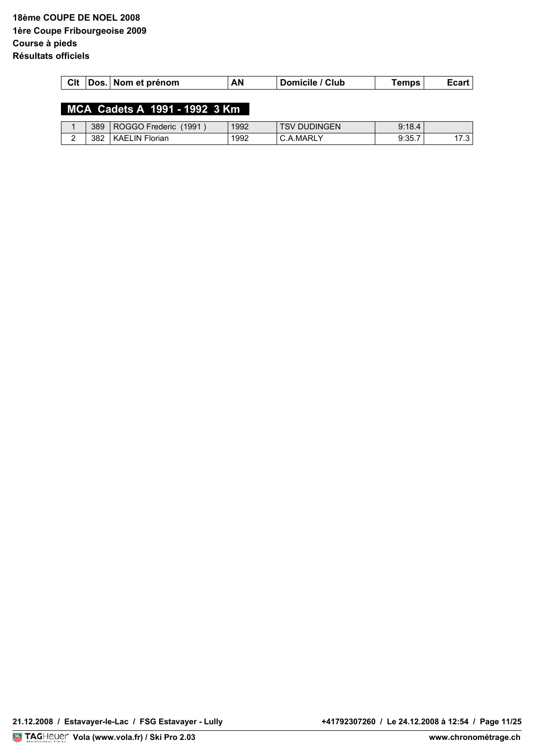**18ème COUPE DE NOEL 2008**
**1ère Coupe Fribourgeoise 2009**
**Course à pieds**
**Résultats officiels**

## MCA Cadets A 1991 - 1992 3 Km

| Clt | Dos. | Nom et prénom | AN | Domicile / Club | Temps | Ecart |
|---|---|---|---|---|---|---|
| 1 | 389 | ROGGO Frederic (1991 ) | 1992 | TSV DUDINGEN | 9:18.4 | |
| 2 | 382 | KAELIN Florian | 1992 | C.A.MARLY | 9:35.7 | 17.3 |

21.12.2008 / Estavayer-le-Lac / FSG Estavayer - Lully

+41792307260 / Le 24.12.2008 à 12:54

Vola (www.vola.fr) / Ski Pro 2.03

www.chronométrage.ch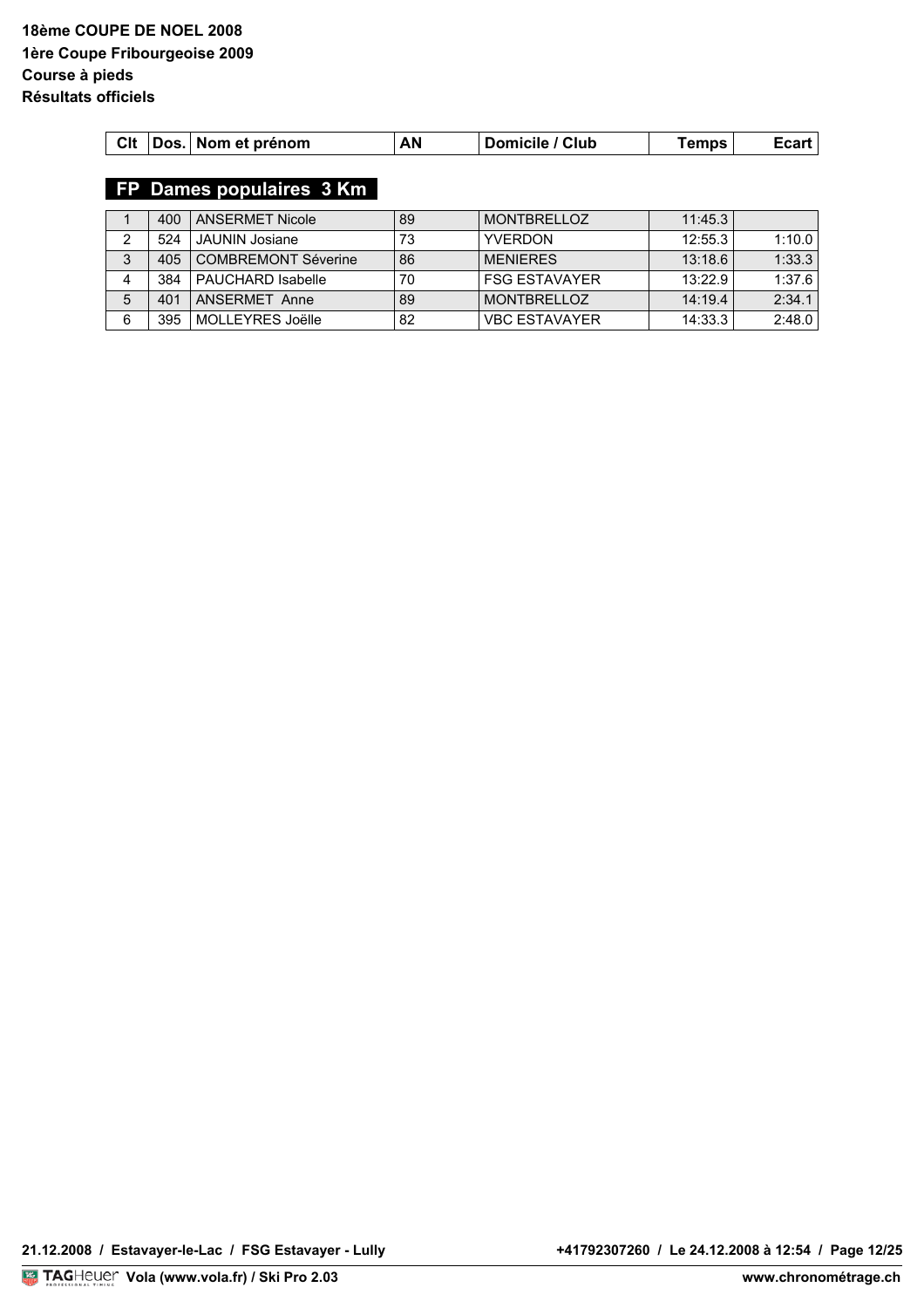**18ème COUPE DE NOEL 2008**
**1ère Coupe Fribourgeoise 2009**
**Course à pieds**
**Résultats officiels**

## FP Dames populaires 3 Km

| Clt | Dos. | Nom et prénom | AN | Domicile / Club | Temps | Ecart |
|---|---|---|---|---|---|---|
| 1 | 400 | ANSERMET Nicole | 89 | MONTBRELLOZ | 11:45.3 | |
| 2 | 524 | JAUNIN Josiane | 73 | YVERDON | 12:55.3 | 1:10.0 |
| 3 | 405 | COMBREMONT Séverine | 86 | MENIERES | 13:18.6 | 1:33.3 |
| 4 | 384 | PAUCHARD Isabelle | 70 | FSG ESTAVAYER | 13:22.9 | 1:37.6 |
| 5 | 401 | ANSERMET Anne | 89 | MONTBRELLOZ | 14:19.4 | 2:34.1 |
| 6 | 395 | MOLLEYRES Joëlle | 82 | VBC ESTAVAYER | 14:33.3 | 2:48.0 |

21.12.2008 / Estavayer-le-Lac / FSG Estavayer - Lully

+41792307260 / Le 24.12.2008 à 12:54

Vola (www.vola.fr) / Ski Pro 2.03

www.chronométrage.ch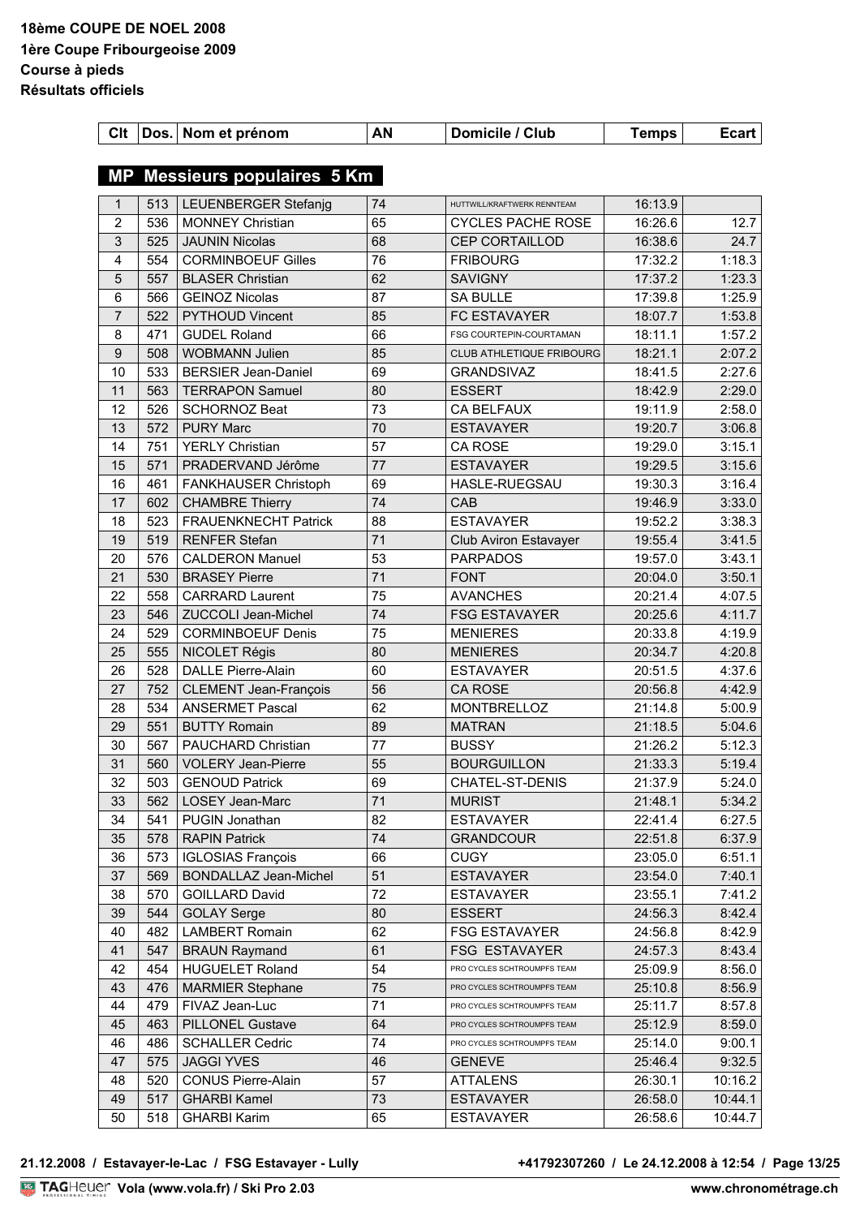**18ème COUPE DE NOEL 2008**
**1ère Coupe Fribourgeoise 2009**
**Course à pieds**
**Résultats officiels**

## MP Messieurs populaires 5 Km

| Clt | Dos. | Nom et prénom | AN | Domicile / Club | Temps | Ecart |
|---|---|---|---|---|---|---|
| 1 | 513 | LEUENBERGER Stefanjg | 74 | HUTTWILL/KRAFTWERK RENNTEAM | 16:13.9 | |
| 2 | 536 | MONNEY Christian | 65 | CYCLES PACHE ROSE | 16:26.6 | 12.7 |
| 3 | 525 | JAUNIN Nicolas | 68 | CEP CORTAILLOD | 16:38.6 | 24.7 |
| 4 | 554 | CORMINBOEUF Gilles | 76 | FRIBOURG | 17:32.2 | 1:18.3 |
| 5 | 557 | BLASER Christian | 62 | SAVIGNY | 17:37.2 | 1:23.3 |
| 6 | 566 | GEINOZ Nicolas | 87 | SA BULLE | 17:39.8 | 1:25.9 |
| 7 | 522 | PYTHOUD Vincent | 85 | FC ESTAVAYER | 18:07.7 | 1:53.8 |
| 8 | 471 | GUDEL Roland | 66 | FSG COURTEPIN-COURTAMAN | 18:11.1 | 1:57.2 |
| 9 | 508 | WOBMANN Julien | 85 | CLUB ATHLETIQUE FRIBOURG | 18:21.1 | 2:07.2 |
| 10 | 533 | BERSIER Jean-Daniel | 69 | GRANDSIVAZ | 18:41.5 | 2:27.6 |
| 11 | 563 | TERRAPON Samuel | 80 | ESSERT | 18:42.9 | 2:29.0 |
| 12 | 526 | SCHORNOZ Beat | 73 | CA BELFAUX | 19:11.9 | 2:58.0 |
| 13 | 572 | PURY Marc | 70 | ESTAVAYER | 19:20.7 | 3:06.8 |
| 14 | 751 | YERLY Christian | 57 | CA ROSE | 19:29.0 | 3:15.1 |
| 15 | 571 | PRADERVAND Jérôme | 77 | ESTAVAYER | 19:29.5 | 3:15.6 |
| 16 | 461 | FANKHAUSER Christoph | 69 | HASLE-RUEGSAU | 19:30.3 | 3:16.4 |
| 17 | 602 | CHAMBRE Thierry | 74 | CAB | 19:46.9 | 3:33.0 |
| 18 | 523 | FRAUENKNECHT Patrick | 88 | ESTAVAYER | 19:52.2 | 3:38.3 |
| 19 | 519 | RENFER Stefan | 71 | Club Aviron Estavayer | 19:55.4 | 3:41.5 |
| 20 | 576 | CALDERON Manuel | 53 | PARPADOS | 19:57.0 | 3:43.1 |
| 21 | 530 | BRASEY Pierre | 71 | FONT | 20:04.0 | 3:50.1 |
| 22 | 558 | CARRARD Laurent | 75 | AVANCHES | 20:21.4 | 4:07.5 |
| 23 | 546 | ZUCCOLI Jean-Michel | 74 | FSG ESTAVAYER | 20:25.6 | 4:11.7 |
| 24 | 529 | CORMINBOEUF Denis | 75 | MENIERES | 20:33.8 | 4:19.9 |
| 25 | 555 | NICOLET Régis | 80 | MENIERES | 20:34.7 | 4:20.8 |
| 26 | 528 | DALLE Pierre-Alain | 60 | ESTAVAYER | 20:51.5 | 4:37.6 |
| 27 | 752 | CLEMENT Jean-François | 56 | CA ROSE | 20:56.8 | 4:42.9 |
| 28 | 534 | ANSERMET Pascal | 62 | MONTBRELLOZ | 21:14.8 | 5:00.9 |
| 29 | 551 | BUTTY Romain | 89 | MATRAN | 21:18.5 | 5:04.6 |
| 30 | 567 | PAUCHARD Christian | 77 | BUSSY | 21:26.2 | 5:12.3 |
| 31 | 560 | VOLERY Jean-Pierre | 55 | BOURGUILLON | 21:33.3 | 5:19.4 |
| 32 | 503 | GENOUD Patrick | 69 | CHATEL-ST-DENIS | 21:37.9 | 5:24.0 |
| 33 | 562 | LOSEY Jean-Marc | 71 | MURIST | 21:48.1 | 5:34.2 |
| 34 | 541 | PUGIN Jonathan | 82 | ESTAVAYER | 22:41.4 | 6:27.5 |
| 35 | 578 | RAPIN Patrick | 74 | GRANDCOUR | 22:51.8 | 6:37.9 |
| 36 | 573 | IGLOSIAS François | 66 | CUGY | 23:05.0 | 6:51.1 |
| 37 | 569 | BONDALLAZ Jean-Michel | 51 | ESTAVAYER | 23:54.0 | 7:40.1 |
| 38 | 570 | GOILLARD David | 72 | ESTAVAYER | 23:55.1 | 7:41.2 |
| 39 | 544 | GOLAY Serge | 80 | ESSERT | 24:56.3 | 8:42.4 |
| 40 | 482 | LAMBERT Romain | 62 | FSG ESTAVAYER | 24:56.8 | 8:42.9 |
| 41 | 547 | BRAUN Raymand | 61 | FSG ESTAVAYER | 24:57.3 | 8:43.4 |
| 42 | 454 | HUGUELET Roland | 54 | PRO CYCLES SCHTROUMPFS TEAM | 25:09.9 | 8:56.0 |
| 43 | 476 | MARMIER Stephane | 75 | PRO CYCLES SCHTROUMPFS TEAM | 25:10.8 | 8:56.9 |
| 44 | 479 | FIVAZ Jean-Luc | 71 | PRO CYCLES SCHTROUMPFS TEAM | 25:11.7 | 8:57.8 |
| 45 | 463 | PILLONEL Gustave | 64 | PRO CYCLES SCHTROUMPFS TEAM | 25:12.9 | 8:59.0 |
| 46 | 486 | SCHALLER Cedric | 74 | PRO CYCLES SCHTROUMPFS TEAM | 25:14.0 | 9:00.1 |
| 47 | 575 | JAGGI YVES | 46 | GENEVE | 25:46.4 | 9:32.5 |
| 48 | 520 | CONUS Pierre-Alain | 57 | ATTALENS | 26:30.1 | 10:16.2 |
| 49 | 517 | GHARBI Kamel | 73 | ESTAVAYER | 26:58.0 | 10:44.1 |
| 50 | 518 | GHARBI Karim | 65 | ESTAVAYER | 26:58.6 | 10:44.7 |

21.12.2008 / Estavayer-le-Lac / FSG Estavayer - Lully

+41792307260 / Le 24.12.2008 à 12:54

TAGHeuer Vola (www.vola.fr) / Ski Pro 2.03

www.chronométrage.ch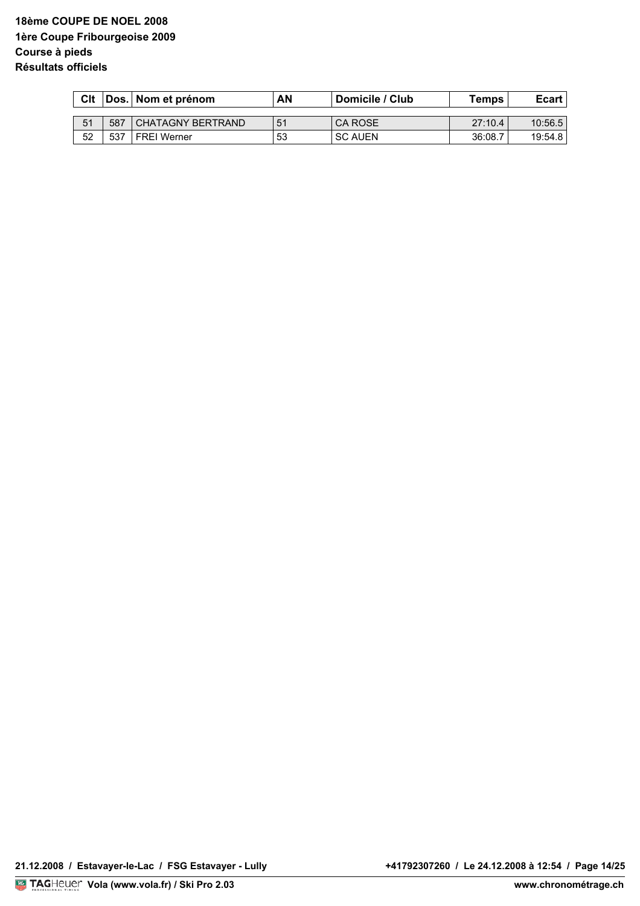**18ème COUPE DE NOEL 2008**
**1ère Coupe Fribourgeoise 2009**
**Course à pieds**
**Résultats officiels**

| Clt | Dos. | Nom et prénom | AN | Domicile / Club | Temps | Ecart |
|---|---|---|---|---|---|---|
| 51 | 587 | CHATAGNY BERTRAND | 51 | CA ROSE | 27:10.4 | 10:56.5 |
| 52 | 537 | FREI Werner | 53 | SC AUEN | 36:08.7 | 19:54.8 |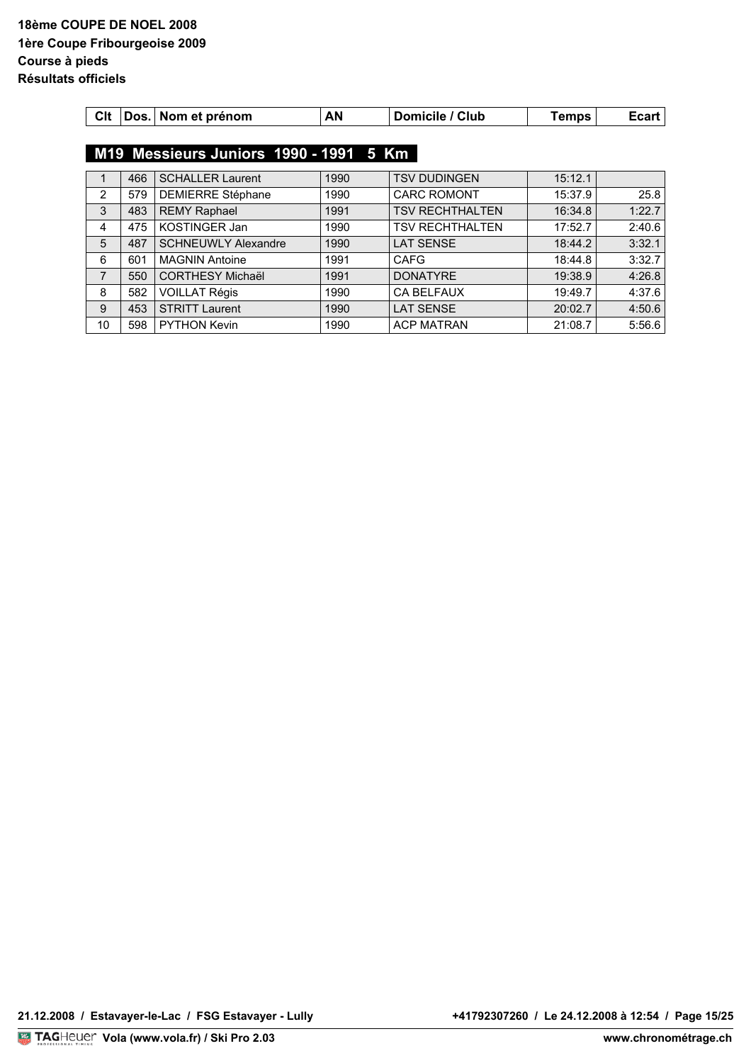**18ème COUPE DE NOEL 2008**
**1ère Coupe Fribourgeoise 2009**
**Course à pieds**
**Résultats officiels**

## M19 Messieurs Juniors 1990 - 1991 5 Km

| Clt | Dos. | Nom et prénom | AN | Domicile / Club | Temps | Ecart |
|---|---|---|---|---|---|---|
| 1 | 466 | SCHALLER Laurent | 1990 | TSV DUDINGEN | 15:12.1 | |
| 2 | 579 | DEMIERRE Stéphane | 1990 | CARC ROMONT | 15:37.9 | 25.8 |
| 3 | 483 | REMY Raphael | 1991 | TSV RECHTHALTEN | 16:34.8 | 1:22.7 |
| 4 | 475 | KOSTINGER Jan | 1990 | TSV RECHTHALTEN | 17:52.7 | 2:40.6 |
| 5 | 487 | SCHNEUWLY Alexandre | 1990 | LAT SENSE | 18:44.2 | 3:32.1 |
| 6 | 601 | MAGNIN Antoine | 1991 | CAFG | 18:44.8 | 3:32.7 |
| 7 | 550 | CORTHESY Michaël | 1991 | DONATYRE | 19:38.9 | 4:26.8 |
| 8 | 582 | VOILLAT Régis | 1990 | CA BELFAUX | 19:49.7 | 4:37.6 |
| 9 | 453 | STRITT Laurent | 1990 | LAT SENSE | 20:02.7 | 4:50.6 |
| 10 | 598 | PYTHON Kevin | 1990 | ACP MATRAN | 21:08.7 | 5:56.6 |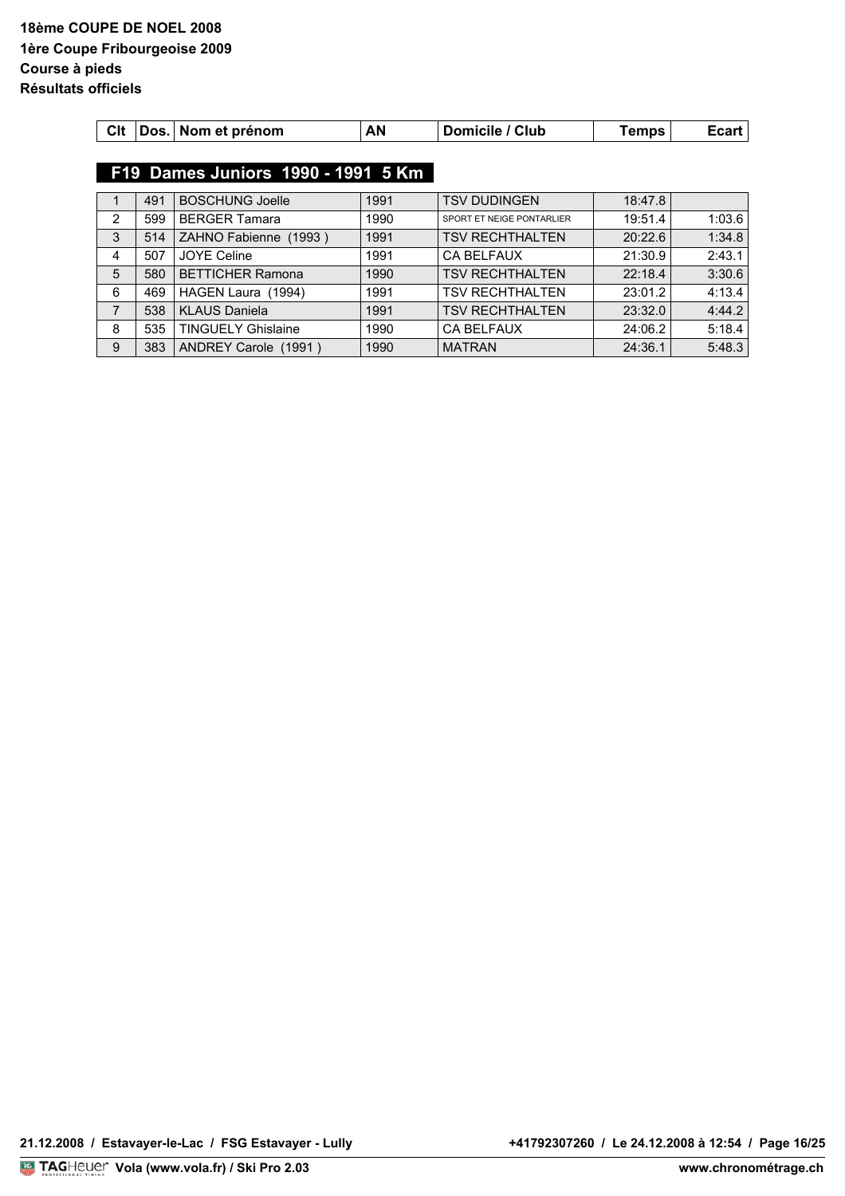**18ème COUPE DE NOEL 2008**
**1ère Coupe Fribourgeoise 2009**
**Course à pieds**
**Résultats officiels**

## F19 Dames Juniors 1990 - 1991 5 Km

| Clt | Dos. | Nom et prénom | AN | Domicile / Club | Temps | Ecart |
|---|---|---|---|---|---|---|
| 1 | 491 | BOSCHUNG Joelle | 1991 | TSV DUDINGEN | 18:47.8 | |
| 2 | 599 | BERGER Tamara | 1990 | SPORT ET NEIGE PONTARLIER | 19:51.4 | 1:03.6 |
| 3 | 514 | ZAHNO Fabienne (1993 ) | 1991 | TSV RECHTHALTEN | 20:22.6 | 1:34.8 |
| 4 | 507 | JOYE Celine | 1991 | CA BELFAUX | 21:30.9 | 2:43.1 |
| 5 | 580 | BETTICHER Ramona | 1990 | TSV RECHTHALTEN | 22:18.4 | 3:30.6 |
| 6 | 469 | HAGEN Laura (1994) | 1991 | TSV RECHTHALTEN | 23:01.2 | 4:13.4 |
| 7 | 538 | KLAUS Daniela | 1991 | TSV RECHTHALTEN | 23:32.0 | 4:44.2 |
| 8 | 535 | TINGUELY Ghislaine | 1990 | CA BELFAUX | 24:06.2 | 5:18.4 |
| 9 | 383 | ANDREY Carole (1991 ) | 1990 | MATRAN | 24:36.1 | 5:48.3 |

21.12.2008 / Estavayer-le-Lac / FSG Estavayer - Lully

+41792307260 / Le 24.12.2008 à 12:54

TAGHeuer Vola (www.vola.fr) / Ski Pro 2.03

www.chronométrage.ch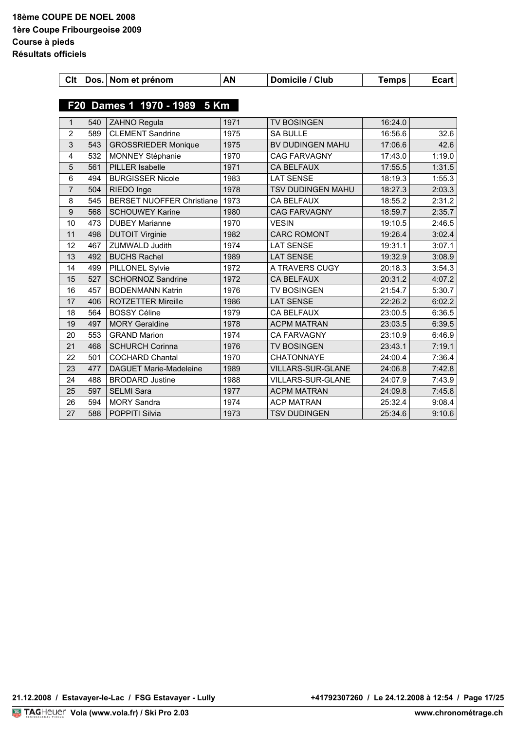**18ème COUPE DE NOEL 2008**
**1ère Coupe Fribourgeoise 2009**
**Course à pieds**
**Résultats officiels**

## F20 Dames 1 1970 - 1989 5 Km

| Clt | Dos. | Nom et prénom | AN | Domicile / Club | Temps | Ecart |
|---|---|---|---|---|---|---|
| 1 | 540 | ZAHNO Regula | 1971 | TV BOSINGEN | 16:24.0 | |
| 2 | 589 | CLEMENT Sandrine | 1975 | SA BULLE | 16:56.6 | 32.6 |
| 3 | 543 | GROSSRIEDER Monique | 1975 | BV DUDINGEN MAHU | 17:06.6 | 42.6 |
| 4 | 532 | MONNEY Stéphanie | 1970 | CAG FARVAGNY | 17:43.0 | 1:19.0 |
| 5 | 561 | PILLER Isabelle | 1971 | CA BELFAUX | 17:55.5 | 1:31.5 |
| 6 | 494 | BURGISSER Nicole | 1983 | LAT SENSE | 18:19.3 | 1:55.3 |
| 7 | 504 | RIEDO Inge | 1978 | TSV DUDINGEN MAHU | 18:27.3 | 2:03.3 |
| 8 | 545 | BERSET NUOFFER Christiane | 1973 | CA BELFAUX | 18:55.2 | 2:31.2 |
| 9 | 568 | SCHOUWEY Karine | 1980 | CAG FARVAGNY | 18:59.7 | 2:35.7 |
| 10 | 473 | DUBEY Marianne | 1970 | VESIN | 19:10.5 | 2:46.5 |
| 11 | 498 | DUTOIT Virginie | 1982 | CARC ROMONT | 19:26.4 | 3:02.4 |
| 12 | 467 | ZUMWALD Judith | 1974 | LAT SENSE | 19:31.1 | 3:07.1 |
| 13 | 492 | BUCHS Rachel | 1989 | LAT SENSE | 19:32.9 | 3:08.9 |
| 14 | 499 | PILLONEL Sylvie | 1972 | A TRAVERS CUGY | 20:18.3 | 3:54.3 |
| 15 | 527 | SCHORNOZ Sandrine | 1972 | CA BELFAUX | 20:31.2 | 4:07.2 |
| 16 | 457 | BODENMANN Katrin | 1976 | TV BOSINGEN | 21:54.7 | 5:30.7 |
| 17 | 406 | ROTZETTER Mireille | 1986 | LAT SENSE | 22:26.2 | 6:02.2 |
| 18 | 564 | BOSSY Céline | 1979 | CA BELFAUX | 23:00.5 | 6:36.5 |
| 19 | 497 | MORY Geraldine | 1978 | ACPM MATRAN | 23:03.5 | 6:39.5 |
| 20 | 553 | GRAND Marion | 1974 | CA FARVAGNY | 23:10.9 | 6:46.9 |
| 21 | 468 | SCHURCH Corinna | 1976 | TV BOSINGEN | 23:43.1 | 7:19.1 |
| 22 | 501 | COCHARD Chantal | 1970 | CHATONNAYE | 24:00.4 | 7:36.4 |
| 23 | 477 | DAGUET Marie-Madeleine | 1989 | VILLARS-SUR-GLANE | 24:06.8 | 7:42.8 |
| 24 | 488 | BRODARD Justine | 1988 | VILLARS-SUR-GLANE | 24:07.9 | 7:43.9 |
| 25 | 597 | SELMI Sara | 1977 | ACPM MATRAN | 24:09.8 | 7:45.8 |
| 26 | 594 | MORY Sandra | 1974 | ACP MATRAN | 25:32.4 | 9:08.4 |
| 27 | 588 | POPPITI Silvia | 1973 | TSV DUDINGEN | 25:34.6 | 9:10.6 |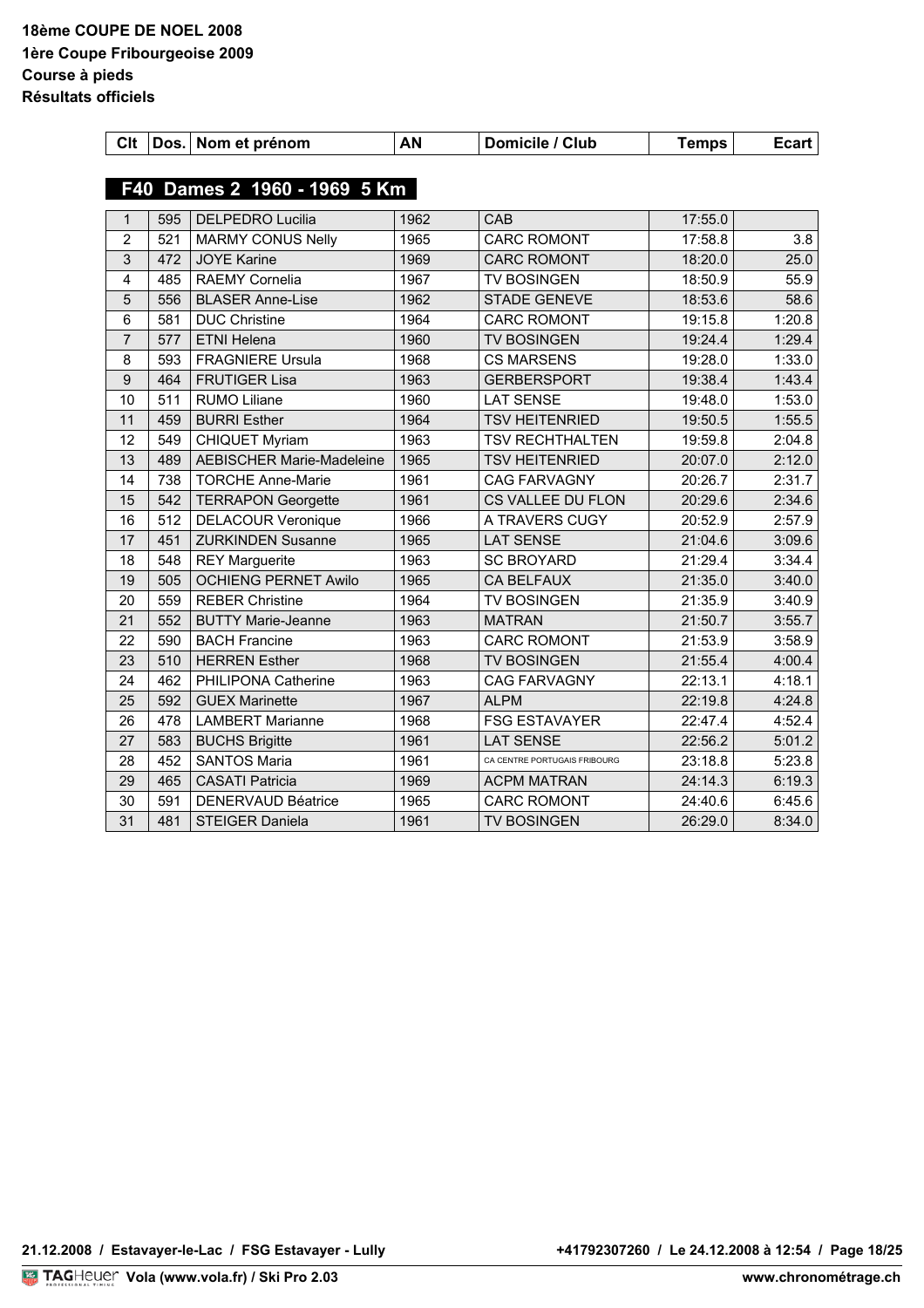**18ème COUPE DE NOEL 2008**
**1ère Coupe Fribourgeoise 2009**
**Course à pieds**
**Résultats officiels**

## F40 Dames 2 1960 - 1969 5 Km

| Clt | Dos. | Nom et prénom | AN | Domicile / Club | Temps | Ecart |
|---|---|---|---|---|---|---|
| 1 | 595 | DELPEDRO Lucilia | 1962 | CAB | 17:55.0 | |
| 2 | 521 | MARMY CONUS Nelly | 1965 | CARC ROMONT | 17:58.8 | 3.8 |
| 3 | 472 | JOYE Karine | 1969 | CARC ROMONT | 18:20.0 | 25.0 |
| 4 | 485 | RAEMY Cornelia | 1967 | TV BOSINGEN | 18:50.9 | 55.9 |
| 5 | 556 | BLASER Anne-Lise | 1962 | STADE GENEVE | 18:53.6 | 58.6 |
| 6 | 581 | DUC Christine | 1964 | CARC ROMONT | 19:15.8 | 1:20.8 |
| 7 | 577 | ETNI Helena | 1960 | TV BOSINGEN | 19:24.4 | 1:29.4 |
| 8 | 593 | FRAGNIERE Ursula | 1968 | CS MARSENS | 19:28.0 | 1:33.0 |
| 9 | 464 | FRUTIGER Lisa | 1963 | GERBERSPORT | 19:38.4 | 1:43.4 |
| 10 | 511 | RUMO Liliane | 1960 | LAT SENSE | 19:48.0 | 1:53.0 |
| 11 | 459 | BURRI Esther | 1964 | TSV HEITENRIED | 19:50.5 | 1:55.5 |
| 12 | 549 | CHIQUET Myriam | 1963 | TSV RECHTHALTEN | 19:59.8 | 2:04.8 |
| 13 | 489 | AEBISCHER Marie-Madeleine | 1965 | TSV HEITENRIED | 20:07.0 | 2:12.0 |
| 14 | 738 | TORCHE Anne-Marie | 1961 | CAG FARVAGNY | 20:26.7 | 2:31.7 |
| 15 | 542 | TERRAPON Georgette | 1961 | CS VALLEE DU FLON | 20:29.6 | 2:34.6 |
| 16 | 512 | DELACOUR Veronique | 1966 | A TRAVERS CUGY | 20:52.9 | 2:57.9 |
| 17 | 451 | ZURKINDEN Susanne | 1965 | LAT SENSE | 21:04.6 | 3:09.6 |
| 18 | 548 | REY Marguerite | 1963 | SC BROYARD | 21:29.4 | 3:34.4 |
| 19 | 505 | OCHIENG PERNET Awilo | 1965 | CA BELFAUX | 21:35.0 | 3:40.0 |
| 20 | 559 | REBER Christine | 1964 | TV BOSINGEN | 21:35.9 | 3:40.9 |
| 21 | 552 | BUTTY Marie-Jeanne | 1963 | MATRAN | 21:50.7 | 3:55.7 |
| 22 | 590 | BACH Francine | 1963 | CARC ROMONT | 21:53.9 | 3:58.9 |
| 23 | 510 | HERREN Esther | 1968 | TV BOSINGEN | 21:55.4 | 4:00.4 |
| 24 | 462 | PHILIPONA Catherine | 1963 | CAG FARVAGNY | 22:13.1 | 4:18.1 |
| 25 | 592 | GUEX Marinette | 1967 | ALPM | 22:19.8 | 4:24.8 |
| 26 | 478 | LAMBERT Marianne | 1968 | FSG ESTAVAYER | 22:47.4 | 4:52.4 |
| 27 | 583 | BUCHS Brigitte | 1961 | LAT SENSE | 22:56.2 | 5:01.2 |
| 28 | 452 | SANTOS Maria | 1961 | CA CENTRE PORTUGAIS FRIBOURG | 23:18.8 | 5:23.8 |
| 29 | 465 | CASATI Patricia | 1969 | ACPM MATRAN | 24:14.3 | 6:19.3 |
| 30 | 591 | DENERVAUD Béatrice | 1965 | CARC ROMONT | 24:40.6 | 6:45.6 |
| 31 | 481 | STEIGER Daniela | 1961 | TV BOSINGEN | 26:29.0 | 8:34.0 |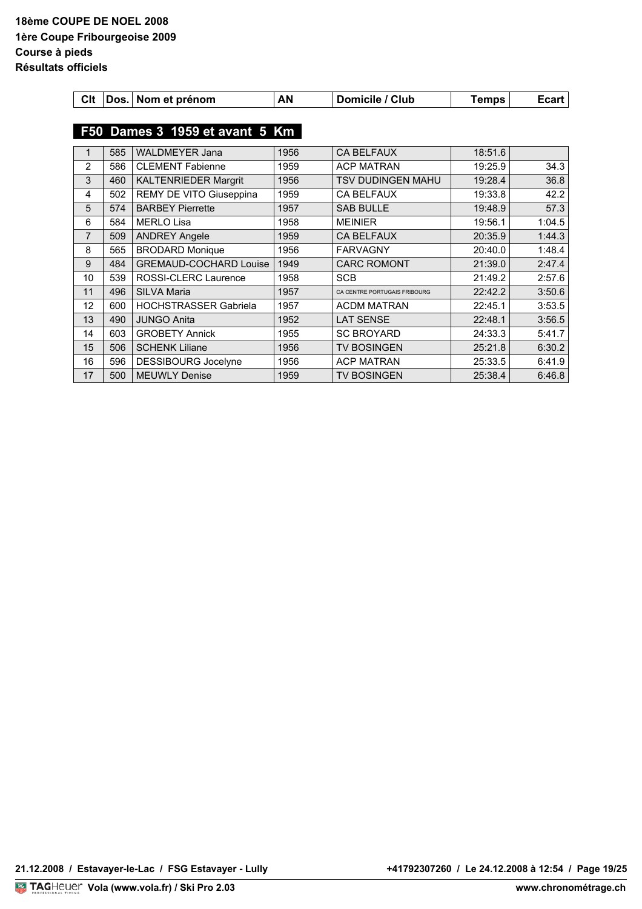**18ème COUPE DE NOEL 2008**
**1ère Coupe Fribourgeoise 2009**
**Course à pieds**
**Résultats officiels**

## F50 Dames 3 1959 et avant 5 Km

| Clt | Dos. | Nom et prénom | AN | Domicile / Club | Temps | Ecart |
|---|---|---|---|---|---|---|
| 1 | 585 | WALDMEYER Jana | 1956 | CA BELFAUX | 18:51.6 | |
| 2 | 586 | CLEMENT Fabienne | 1959 | ACP MATRAN | 19:25.9 | 34.3 |
| 3 | 460 | KALTENRIEDER Margrit | 1956 | TSV DUDINGEN MAHU | 19:28.4 | 36.8 |
| 4 | 502 | REMY DE VITO Giuseppina | 1959 | CA BELFAUX | 19:33.8 | 42.2 |
| 5 | 574 | BARBEY Pierrette | 1957 | SAB BULLE | 19:48.9 | 57.3 |
| 6 | 584 | MERLO Lisa | 1958 | MEINIER | 19:56.1 | 1:04.5 |
| 7 | 509 | ANDREY Angele | 1959 | CA BELFAUX | 20:35.9 | 1:44.3 |
| 8 | 565 | BRODARD Monique | 1956 | FARVAGNY | 20:40.0 | 1:48.4 |
| 9 | 484 | GREMAUD-COCHARD Louise | 1949 | CARC ROMONT | 21:39.0 | 2:47.4 |
| 10 | 539 | ROSSI-CLERC Laurence | 1958 | SCB | 21:49.2 | 2:57.6 |
| 11 | 496 | SILVA Maria | 1957 | CA CENTRE PORTUGAIS FRIBOURG | 22:42.2 | 3:50.6 |
| 12 | 600 | HOCHSTRASSER Gabriela | 1957 | ACDM MATRAN | 22:45.1 | 3:53.5 |
| 13 | 490 | JUNGO Anita | 1952 | LAT SENSE | 22:48.1 | 3:56.5 |
| 14 | 603 | GROBETY Annick | 1955 | SC BROYARD | 24:33.3 | 5:41.7 |
| 15 | 506 | SCHENK Liliane | 1956 | TV BOSINGEN | 25:21.8 | 6:30.2 |
| 16 | 596 | DESSIBOURG Jocelyne | 1956 | ACP MATRAN | 25:33.5 | 6:41.9 |
| 17 | 500 | MEUWLY Denise | 1959 | TV BOSINGEN | 25:38.4 | 6:46.8 |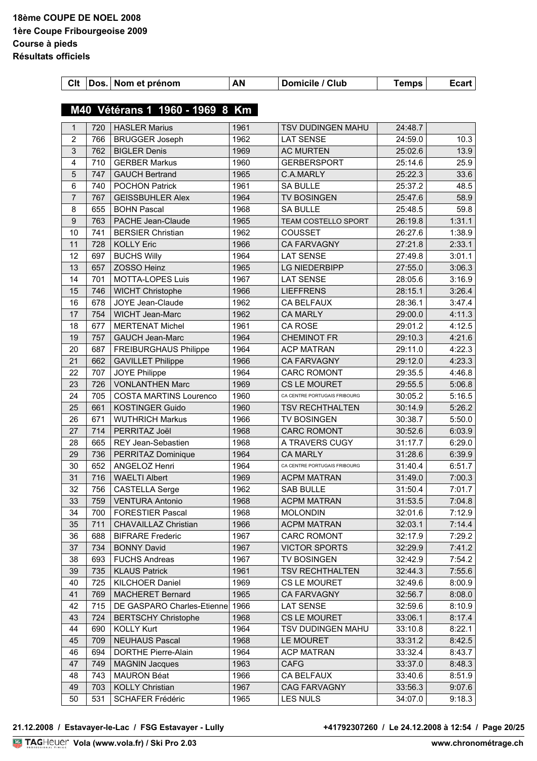**18ème COUPE DE NOEL 2008**
**1ère Coupe Fribourgeoise 2009**
**Course à pieds**
**Résultats officiels**

## M40 Vétérans 1 1960 - 1969 8 Km

| Clt | Dos. | Nom et prénom | AN | Domicile / Club | Temps | Ecart |
|---|---|---|---|---|---|---|
| 1 | 720 | HASLER Marius | 1961 | TSV DUDINGEN MAHU | 24:48.7 | |
| 2 | 766 | BRUGGER Joseph | 1962 | LAT SENSE | 24:59.0 | 10.3 |
| 3 | 762 | BIGLER Denis | 1969 | AC MURTEN | 25:02.6 | 13.9 |
| 4 | 710 | GERBER Markus | 1960 | GERBERSPORT | 25:14.6 | 25.9 |
| 5 | 747 | GAUCH Bertrand | 1965 | C.A.MARLY | 25:22.3 | 33.6 |
| 6 | 740 | POCHON Patrick | 1961 | SA BULLE | 25:37.2 | 48.5 |
| 7 | 767 | GEISSBUHLER Alex | 1964 | TV BOSINGEN | 25:47.6 | 58.9 |
| 8 | 655 | BOHN Pascal | 1968 | SA BULLE | 25:48.5 | 59.8 |
| 9 | 763 | PACHE Jean-Claude | 1965 | TEAM COSTELLO SPORT | 26:19.8 | 1:31.1 |
| 10 | 741 | BERSIER Christian | 1962 | COUSSET | 26:27.6 | 1:38.9 |
| 11 | 728 | KOLLY Eric | 1966 | CA FARVAGNY | 27:21.8 | 2:33.1 |
| 12 | 697 | BUCHS Willy | 1964 | LAT SENSE | 27:49.8 | 3:01.1 |
| 13 | 657 | ZOSSO Heinz | 1965 | LG NIEDERBIPP | 27:55.0 | 3:06.3 |
| 14 | 701 | MOTTA-LOPES Luis | 1967 | LAT SENSE | 28:05.6 | 3:16.9 |
| 15 | 746 | WICHT Christophe | 1966 | LIEFFRENS | 28:15.1 | 3:26.4 |
| 16 | 678 | JOYE Jean-Claude | 1962 | CA BELFAUX | 28:36.1 | 3:47.4 |
| 17 | 754 | WICHT Jean-Marc | 1962 | CA MARLY | 29:00.0 | 4:11.3 |
| 18 | 677 | MERTENAT Michel | 1961 | CA ROSE | 29:01.2 | 4:12.5 |
| 19 | 757 | GAUCH Jean-Marc | 1964 | CHEMINOT FR | 29:10.3 | 4:21.6 |
| 20 | 687 | FREIBURGHAUS Philippe | 1964 | ACP MATRAN | 29:11.0 | 4:22.3 |
| 21 | 662 | GAVILLET Philippe | 1966 | CA FARVAGNY | 29:12.0 | 4:23.3 |
| 22 | 707 | JOYE Philippe | 1964 | CARC ROMONT | 29:35.5 | 4:46.8 |
| 23 | 726 | VONLANTHEN Marc | 1969 | CS LE MOURET | 29:55.5 | 5:06.8 |
| 24 | 705 | COSTA MARTINS Lourenco | 1960 | CA CENTRE PORTUGAIS FRIBOURG | 30:05.2 | 5:16.5 |
| 25 | 661 | KOSTINGER Guido | 1960 | TSV RECHTHALTEN | 30:14.9 | 5:26.2 |
| 26 | 671 | WUTHRICH Markus | 1966 | TV BOSINGEN | 30:38.7 | 5:50.0 |
| 27 | 714 | PERRITAZ Joël | 1968 | CARC ROMONT | 30:52.6 | 6:03.9 |
| 28 | 665 | REY Jean-Sebastien | 1968 | A TRAVERS CUGY | 31:17.7 | 6:29.0 |
| 29 | 736 | PERRITAZ Dominique | 1964 | CA MARLY | 31:28.6 | 6:39.9 |
| 30 | 652 | ANGELOZ Henri | 1964 | CA CENTRE PORTUGAIS FRIBOURG | 31:40.4 | 6:51.7 |
| 31 | 716 | WAELTI Albert | 1969 | ACPM MATRAN | 31:49.0 | 7:00.3 |
| 32 | 756 | CASTELLA Serge | 1962 | SAB BULLE | 31:50.4 | 7:01.7 |
| 33 | 759 | VENTURA Antonio | 1968 | ACPM MATRAN | 31:53.5 | 7:04.8 |
| 34 | 700 | FORESTIER Pascal | 1968 | MOLONDIN | 32:01.6 | 7:12.9 |
| 35 | 711 | CHAVAILLAZ Christian | 1966 | ACPM MATRAN | 32:03.1 | 7:14.4 |
| 36 | 688 | BIFRARE Frederic | 1967 | CARC ROMONT | 32:17.9 | 7:29.2 |
| 37 | 734 | BONNY David | 1967 | VICTOR SPORTS | 32:29.9 | 7:41.2 |
| 38 | 693 | FUCHS Andreas | 1967 | TV BOSINGEN | 32:42.9 | 7:54.2 |
| 39 | 735 | KLAUS Patrick | 1961 | TSV RECHTHALTEN | 32:44.3 | 7:55.6 |
| 40 | 725 | KILCHOER Daniel | 1969 | CS LE MOURET | 32:49.6 | 8:00.9 |
| 41 | 769 | MACHERET Bernard | 1965 | CA FARVAGNY | 32:56.7 | 8:08.0 |
| 42 | 715 | DE GASPARO Charles-Etienne | 1966 | LAT SENSE | 32:59.6 | 8:10.9 |
| 43 | 724 | BERTSCHY Christophe | 1968 | CS LE MOURET | 33:06.1 | 8:17.4 |
| 44 | 690 | KOLLY Kurt | 1964 | TSV DUDINGEN MAHU | 33:10.8 | 8:22.1 |
| 45 | 709 | NEUHAUS Pascal | 1968 | LE MOURET | 33:31.2 | 8:42.5 |
| 46 | 694 | DORTHE Pierre-Alain | 1964 | ACP MATRAN | 33:32.4 | 8:43.7 |
| 47 | 749 | MAGNIN Jacques | 1963 | CAFG | 33:37.0 | 8:48.3 |
| 48 | 743 | MAURON Béat | 1966 | CA BELFAUX | 33:40.6 | 8:51.9 |
| 49 | 703 | KOLLY Christian | 1967 | CAG FARVAGNY | 33:56.3 | 9:07.6 |
| 50 | 531 | SCHAFER Frédéric | 1965 | LES NULS | 34:07.0 | 9:18.3 |

21.12.2008 / Estavayer-le-Lac / FSG Estavayer - Lully

+41792307260 / Le 24.12.2008 à 12:54

TAGHeuer Vola (www.vola.fr) / Ski Pro 2.03

www.chronométrage.ch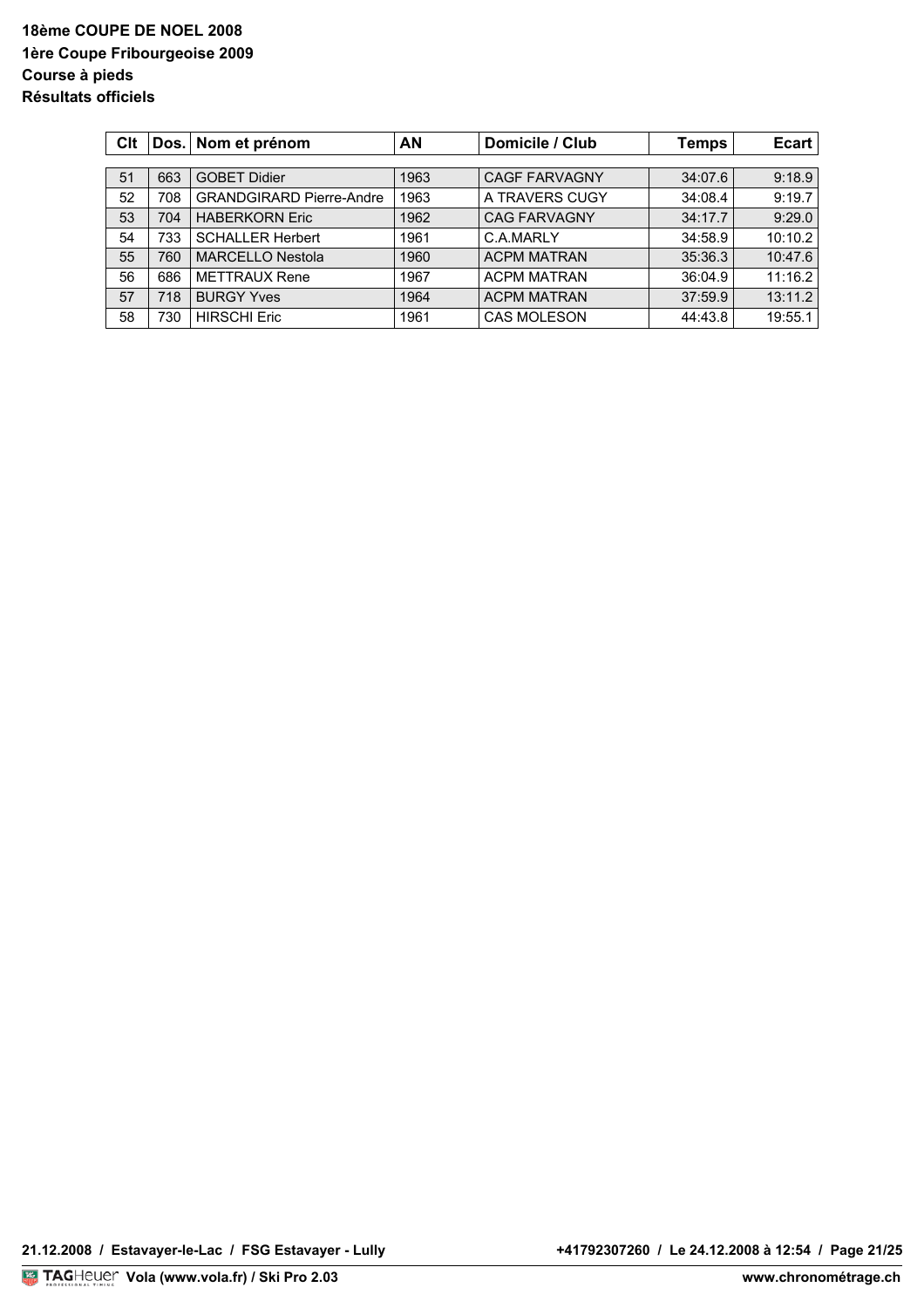**18ème COUPE DE NOEL 2008**
**1ère Coupe Fribourgeoise 2009**
**Course à pieds**
**Résultats officiels**

| Clt | Dos. | Nom et prénom | AN | Domicile / Club | Temps | Ecart |
|---|---|---|---|---|---|---|
| 51 | 663 | GOBET Didier | 1963 | CAGF FARVAGNY | 34:07.6 | 9:18.9 |
| 52 | 708 | GRANDGIRARD Pierre-Andre | 1963 | A TRAVERS CUGY | 34:08.4 | 9:19.7 |
| 53 | 704 | HABERKORN Eric | 1962 | CAG FARVAGNY | 34:17.7 | 9:29.0 |
| 54 | 733 | SCHALLER Herbert | 1961 | C.A.MARLY | 34:58.9 | 10:10.2 |
| 55 | 760 | MARCELLO Nestola | 1960 | ACPM MATRAN | 35:36.3 | 10:47.6 |
| 56 | 686 | METTRAUX Rene | 1967 | ACPM MATRAN | 36:04.9 | 11:16.2 |
| 57 | 718 | BURGY Yves | 1964 | ACPM MATRAN | 37:59.9 | 13:11.2 |
| 58 | 730 | HIRSCHI Eric | 1961 | CAS MOLESON | 44:43.8 | 19:55.1 |

**21.12.2008 / Estavayer-le-Lac / FSG Estavayer - Lully** **+41792307260 / Le 24.12.2008 à 12:54**

**Vola (www.vola.fr) / Ski Pro 2.03** **www.chronométrage.ch**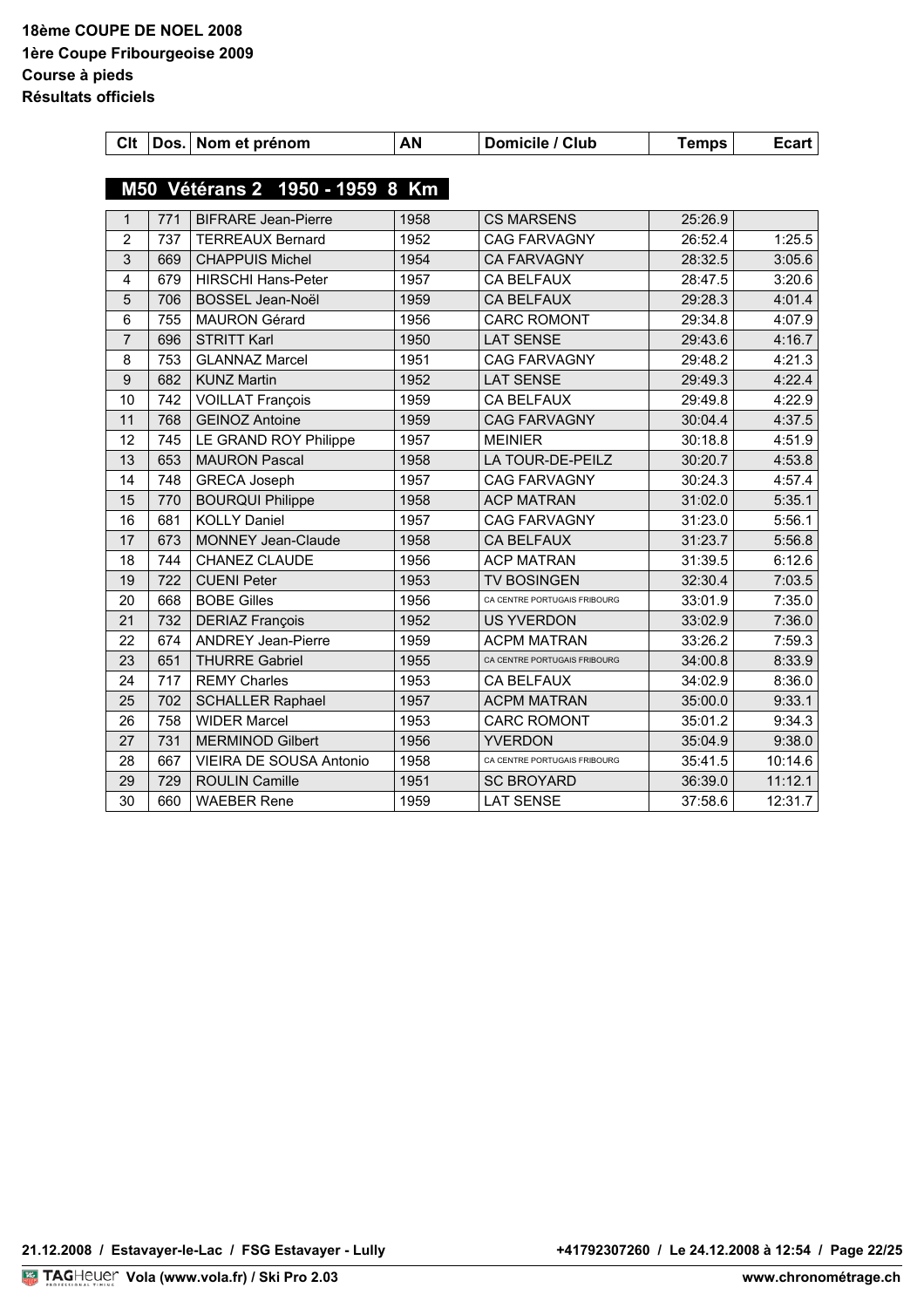**18ème COUPE DE NOEL 2008**
**1ère Coupe Fribourgeoise 2009**
**Course à pieds**
**Résultats officiels**

## M50 Vétérans 2 1950 - 1959 8 Km

| Clt | Dos. | Nom et prénom | AN | Domicile / Club | Temps | Ecart |
|---|---|---|---|---|---|---|
| 1 | 771 | BIFRARE Jean-Pierre | 1958 | CS MARSENS | 25:26.9 | |
| 2 | 737 | TERREAUX Bernard | 1952 | CAG FARVAGNY | 26:52.4 | 1:25.5 |
| 3 | 669 | CHAPPUIS Michel | 1954 | CA FARVAGNY | 28:32.5 | 3:05.6 |
| 4 | 679 | HIRSCHI Hans-Peter | 1957 | CA BELFAUX | 28:47.5 | 3:20.6 |
| 5 | 706 | BOSSEL Jean-Noël | 1959 | CA BELFAUX | 29:28.3 | 4:01.4 |
| 6 | 755 | MAURON Gérard | 1956 | CARC ROMONT | 29:34.8 | 4:07.9 |
| 7 | 696 | STRITT Karl | 1950 | LAT SENSE | 29:43.6 | 4:16.7 |
| 8 | 753 | GLANNAZ Marcel | 1951 | CAG FARVAGNY | 29:48.2 | 4:21.3 |
| 9 | 682 | KUNZ Martin | 1952 | LAT SENSE | 29:49.3 | 4:22.4 |
| 10 | 742 | VOILLAT François | 1959 | CA BELFAUX | 29:49.8 | 4:22.9 |
| 11 | 768 | GEINOZ Antoine | 1959 | CAG FARVAGNY | 30:04.4 | 4:37.5 |
| 12 | 745 | LE GRAND ROY Philippe | 1957 | MEINIER | 30:18.8 | 4:51.9 |
| 13 | 653 | MAURON Pascal | 1958 | LA TOUR-DE-PEILZ | 30:20.7 | 4:53.8 |
| 14 | 748 | GRECA Joseph | 1957 | CAG FARVAGNY | 30:24.3 | 4:57.4 |
| 15 | 770 | BOURQUI Philippe | 1958 | ACP MATRAN | 31:02.0 | 5:35.1 |
| 16 | 681 | KOLLY Daniel | 1957 | CAG FARVAGNY | 31:23.0 | 5:56.1 |
| 17 | 673 | MONNEY Jean-Claude | 1958 | CA BELFAUX | 31:23.7 | 5:56.8 |
| 18 | 744 | CHANEZ CLAUDE | 1956 | ACP MATRAN | 31:39.5 | 6:12.6 |
| 19 | 722 | CUENI Peter | 1953 | TV BOSINGEN | 32:30.4 | 7:03.5 |
| 20 | 668 | BOBE Gilles | 1956 | CA CENTRE PORTUGAIS FRIBOURG | 33:01.9 | 7:35.0 |
| 21 | 732 | DERIAZ François | 1952 | US YVERDON | 33:02.9 | 7:36.0 |
| 22 | 674 | ANDREY Jean-Pierre | 1959 | ACPM MATRAN | 33:26.2 | 7:59.3 |
| 23 | 651 | THURRE Gabriel | 1955 | CA CENTRE PORTUGAIS FRIBOURG | 34:00.8 | 8:33.9 |
| 24 | 717 | REMY Charles | 1953 | CA BELFAUX | 34:02.9 | 8:36.0 |
| 25 | 702 | SCHALLER Raphael | 1957 | ACPM MATRAN | 35:00.0 | 9:33.1 |
| 26 | 758 | WIDER Marcel | 1953 | CARC ROMONT | 35:01.2 | 9:34.3 |
| 27 | 731 | MERMINOD Gilbert | 1956 | YVERDON | 35:04.9 | 9:38.0 |
| 28 | 667 | VIEIRA DE SOUSA Antonio | 1958 | CA CENTRE PORTUGAIS FRIBOURG | 35:41.5 | 10:14.6 |
| 29 | 729 | ROULIN Camille | 1951 | SC BROYARD | 36:39.0 | 11:12.1 |
| 30 | 660 | WAEBER Rene | 1959 | LAT SENSE | 37:58.6 | 12:31.7 |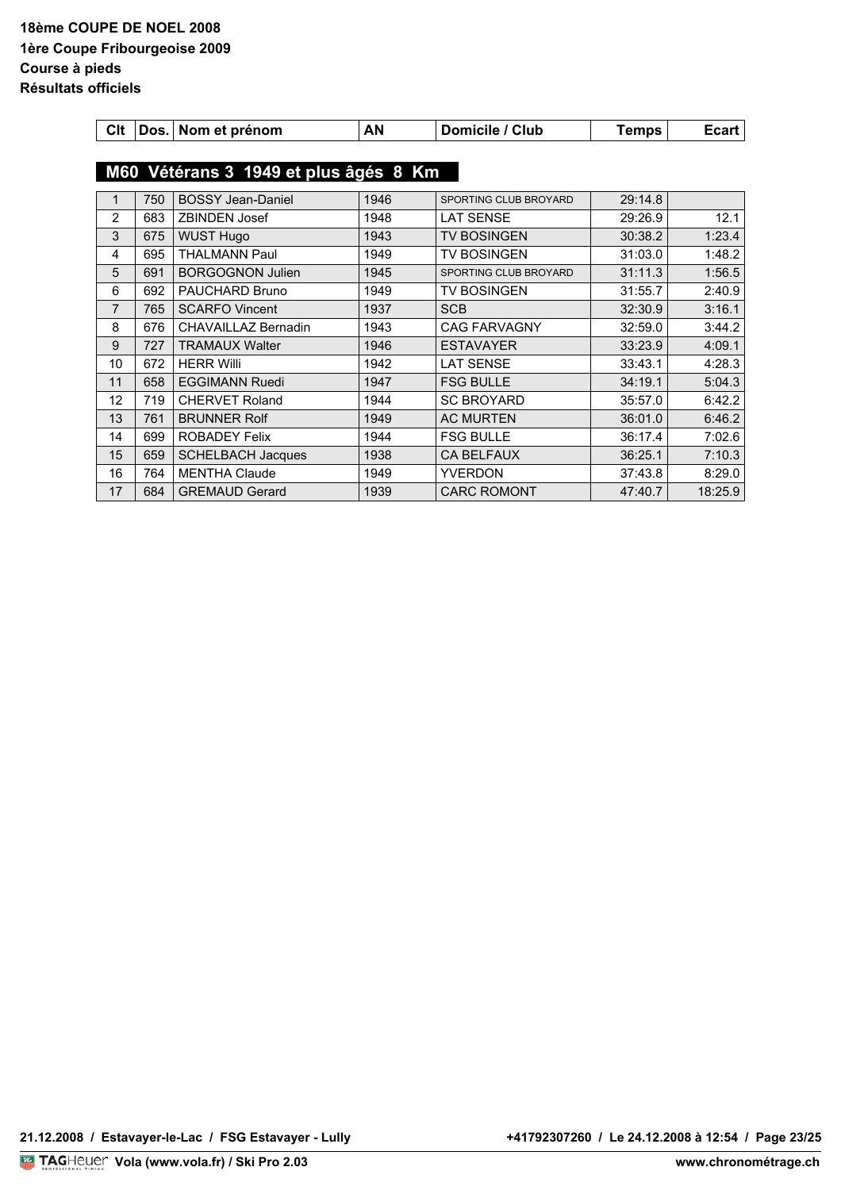**18ème COUPE DE NOEL 2008**
**1ère Coupe Fribourgeoise 2009**
**Course à pieds**
**Résultats officiels**

## M60 Vétérans 3 1949 et plus âgés 8 Km

| Clt | Dos. | Nom et prénom | AN | Domicile / Club | Temps | Ecart |
|---|---|---|---|---|---|---|
| 1 | 750 | BOSSY Jean-Daniel | 1946 | SPORTING CLUB BROYARD | 29:14.8 | |
| 2 | 683 | ZBINDEN Josef | 1948 | LAT SENSE | 29:26.9 | 12.1 |
| 3 | 675 | WUST Hugo | 1943 | TV BOSINGEN | 30:38.2 | 1:23.4 |
| 4 | 695 | THALMANN Paul | 1949 | TV BOSINGEN | 31:03.0 | 1:48.2 |
| 5 | 691 | BORGOGNON Julien | 1945 | SPORTING CLUB BROYARD | 31:11.3 | 1:56.5 |
| 6 | 692 | PAUCHARD Bruno | 1949 | TV BOSINGEN | 31:55.7 | 2:40.9 |
| 7 | 765 | SCARFO Vincent | 1937 | SCB | 32:30.9 | 3:16.1 |
| 8 | 676 | CHAVAILLAZ Bernadin | 1943 | CAG FARVAGNY | 32:59.0 | 3:44.2 |
| 9 | 727 | TRAMAUX Walter | 1946 | ESTAVAYER | 33:23.9 | 4:09.1 |
| 10 | 672 | HERR Willi | 1942 | LAT SENSE | 33:43.1 | 4:28.3 |
| 11 | 658 | EGGIMANN Ruedi | 1947 | FSG BULLE | 34:19.1 | 5:04.3 |
| 12 | 719 | CHERVET Roland | 1944 | SC BROYARD | 35:57.0 | 6:42.2 |
| 13 | 761 | BRUNNER Rolf | 1949 | AC MURTEN | 36:01.0 | 6:46.2 |
| 14 | 699 | ROBADEY Felix | 1944 | FSG BULLE | 36:17.4 | 7:02.6 |
| 15 | 659 | SCHELBACH Jacques | 1938 | CA BELFAUX | 36:25.1 | 7:10.3 |
| 16 | 764 | MENTHA Claude | 1949 | YVERDON | 37:43.8 | 8:29.0 |
| 17 | 684 | GREMAUD Gerard | 1939 | CARC ROMONT | 47:40.7 | 18:25.9 |

21.12.2008 / Estavayer-le-Lac / FSG Estavayer - Lully    +41792307260 / Le 24.12.2008 à 12:54

TAGHeuer Vola (www.vola.fr) / Ski Pro 2.03    www.chronométrage.ch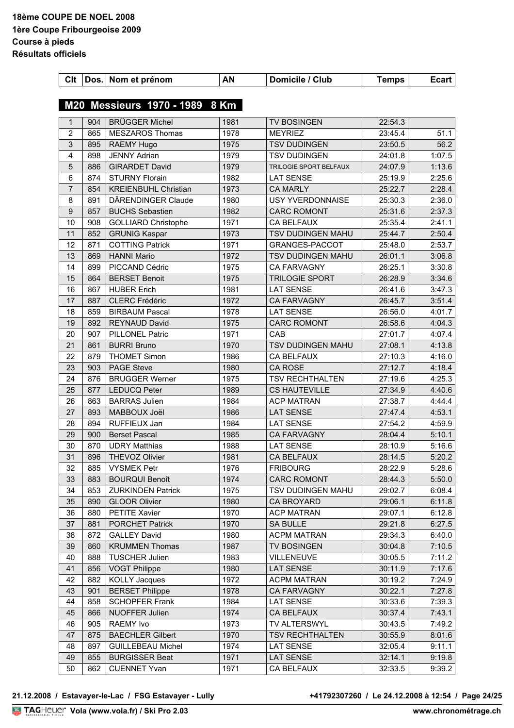**18ème COUPE DE NOEL 2008**
**1ère Coupe Fribourgeoise 2009**
**Course à pieds**
**Résultats officiels**

## M20 Messieurs 1970 - 1989 8 Km

| Clt | Dos. | Nom et prénom | AN | Domicile / Club | Temps | Ecart |
|---|---|---|---|---|---|---|
| 1 | 904 | BRÜGGER Michel | 1981 | TV BOSINGEN | 22:54.3 | |
| 2 | 865 | MESZAROS Thomas | 1978 | MEYRIEZ | 23:45.4 | 51.1 |
| 3 | 895 | RAEMY Hugo | 1975 | TSV DUDINGEN | 23:50.5 | 56.2 |
| 4 | 898 | JENNY Adrian | 1979 | TSV DUDINGEN | 24:01.8 | 1:07.5 |
| 5 | 886 | GIRARDET David | 1979 | TRILOGIE SPORT BELFAUX | 24:07.9 | 1:13.6 |
| 6 | 874 | STURNY Florain | 1982 | LAT SENSE | 25:19.9 | 2:25.6 |
| 7 | 854 | KREIENBUHL Christian | 1973 | CA MARLY | 25:22.7 | 2:28.4 |
| 8 | 891 | DÄRENDINGER Claude | 1980 | USY YVERDONNAISE | 25:30.3 | 2:36.0 |
| 9 | 857 | BUCHS Sebastien | 1982 | CARC ROMONT | 25:31.6 | 2:37.3 |
| 10 | 908 | GOLLIARD Christophe | 1971 | CA BELFAUX | 25:35.4 | 2:41.1 |
| 11 | 852 | GRUNIG Kaspar | 1973 | TSV DUDINGEN MAHU | 25:44.7 | 2:50.4 |
| 12 | 871 | COTTING Patrick | 1971 | GRANGES-PACCOT | 25:48.0 | 2:53.7 |
| 13 | 869 | HANNI Mario | 1972 | TSV DUDINGEN MAHU | 26:01.1 | 3:06.8 |
| 14 | 899 | PICCAND Cédric | 1975 | CA FARVAGNY | 26:25.1 | 3:30.8 |
| 15 | 864 | BERSET Benoit | 1975 | TRILOGIE SPORT | 26:28.9 | 3:34.6 |
| 16 | 867 | HUBER Erich | 1981 | LAT SENSE | 26:41.6 | 3:47.3 |
| 17 | 887 | CLERC Frédéric | 1972 | CA FARVAGNY | 26:45.7 | 3:51.4 |
| 18 | 859 | BIRBAUM Pascal | 1978 | LAT SENSE | 26:56.0 | 4:01.7 |
| 19 | 892 | REYNAUD David | 1975 | CARC ROMONT | 26:58.6 | 4:04.3 |
| 20 | 907 | PILLONEL Patric | 1971 | CAB | 27:01.7 | 4:07.4 |
| 21 | 861 | BURRI Bruno | 1970 | TSV DUDINGEN MAHU | 27:08.1 | 4:13.8 |
| 22 | 879 | THOMET Simon | 1986 | CA BELFAUX | 27:10.3 | 4:16.0 |
| 23 | 903 | PAGE Steve | 1980 | CA ROSE | 27:12.7 | 4:18.4 |
| 24 | 876 | BRUGGER Werner | 1975 | TSV RECHTHALTEN | 27:19.6 | 4:25.3 |
| 25 | 877 | LEDUCQ Peter | 1989 | CS HAUTEVILLE | 27:34.9 | 4:40.6 |
| 26 | 863 | BARRAS Julien | 1984 | ACP MATRAN | 27:38.7 | 4:44.4 |
| 27 | 893 | MABBOUX Joël | 1986 | LAT SENSE | 27:47.4 | 4:53.1 |
| 28 | 894 | RUFFIEUX Jan | 1984 | LAT SENSE | 27:54.2 | 4:59.9 |
| 29 | 900 | Berset Pascal | 1985 | CA FARVAGNY | 28:04.4 | 5:10.1 |
| 30 | 870 | UDRY Matthias | 1988 | LAT SENSE | 28:10.9 | 5:16.6 |
| 31 | 896 | THEVOZ Olivier | 1981 | CA BELFAUX | 28:14.5 | 5:20.2 |
| 32 | 885 | VYSMEK Petr | 1976 | FRIBOURG | 28:22.9 | 5:28.6 |
| 33 | 883 | BOURQUI Benoît | 1974 | CARC ROMONT | 28:44.3 | 5:50.0 |
| 34 | 853 | ZURKINDEN Patrick | 1975 | TSV DUDINGEN MAHU | 29:02.7 | 6:08.4 |
| 35 | 890 | GLOOR Olivier | 1980 | CA BROYARD | 29:06.1 | 6:11.8 |
| 36 | 880 | PETITE Xavier | 1970 | ACP MATRAN | 29:07.1 | 6:12.8 |
| 37 | 881 | PORCHET Patrick | 1970 | SA BULLE | 29:21.8 | 6:27.5 |
| 38 | 872 | GALLEY David | 1980 | ACPM MATRAN | 29:34.3 | 6:40.0 |
| 39 | 860 | KRUMMEN Thomas | 1987 | TV BOSINGEN | 30:04.8 | 7:10.5 |
| 40 | 888 | TUSCHER Julien | 1983 | VILLENEUVE | 30:05.5 | 7:11.2 |
| 41 | 856 | VOGT Philippe | 1980 | LAT SENSE | 30:11.9 | 7:17.6 |
| 42 | 882 | KOLLY Jacques | 1972 | ACPM MATRAN | 30:19.2 | 7:24.9 |
| 43 | 901 | BERSET Philippe | 1978 | CA FARVAGNY | 30:22.1 | 7:27.8 |
| 44 | 858 | SCHOPFER Frank | 1984 | LAT SENSE | 30:33.6 | 7:39.3 |
| 45 | 866 | NUOFFER Julien | 1974 | CA BELFAUX | 30:37.4 | 7:43.1 |
| 46 | 905 | RAEMY Ivo | 1973 | TV ALTERSWYL | 30:43.5 | 7:49.2 |
| 47 | 875 | BAECHLER Gilbert | 1970 | TSV RECHTHALTEN | 30:55.9 | 8:01.6 |
| 48 | 897 | GUILLEBEAU Michel | 1974 | LAT SENSE | 32:05.4 | 9:11.1 |
| 49 | 855 | BURGISSER Beat | 1971 | LAT SENSE | 32:14.1 | 9:19.8 |
| 50 | 862 | CUENNET Yvan | 1971 | CA BELFAUX | 32:33.5 | 9:39.2 |

21.12.2008 / Estavayer-le-Lac / FSG Estavayer - Lully

+41792307260 / Le 24.12.2008 à 12:54

Vola (www.vola.fr) / Ski Pro 2.03

www.chronométrage.ch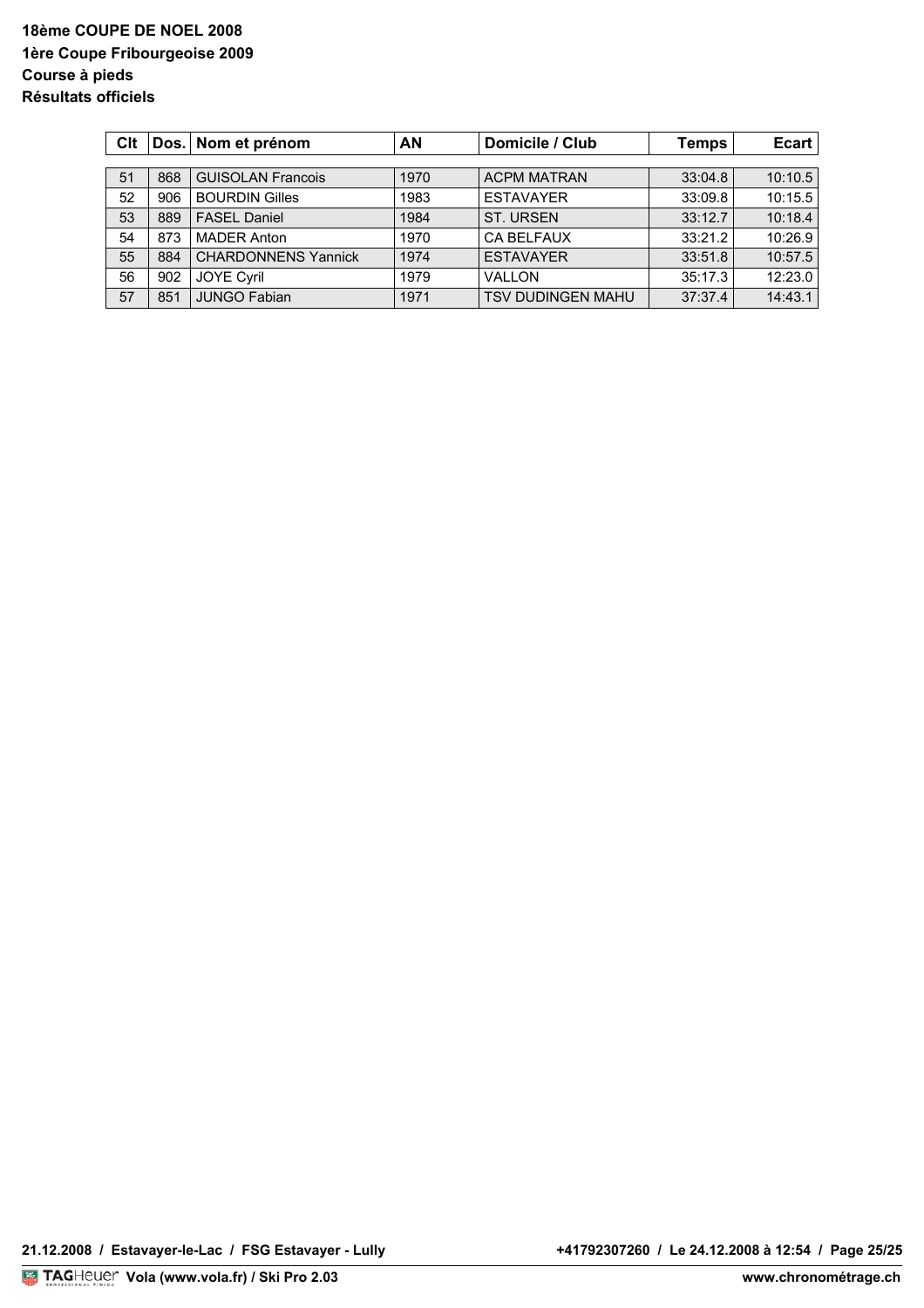**18ème COUPE DE NOEL 2008**
**1ère Coupe Fribourgeoise 2009**
**Course à pieds**
**Résultats officiels**

| Clt | Dos. | Nom et prénom | AN | Domicile / Club | Temps | Ecart |
|---|---|---|---|---|---|---|
| 51 | 868 | GUISOLAN Francois | 1970 | ACPM MATRAN | 33:04.8 | 10:10.5 |
| 52 | 906 | BOURDIN Gilles | 1983 | ESTAVAYER | 33:09.8 | 10:15.5 |
| 53 | 889 | FASEL Daniel | 1984 | ST. URSEN | 33:12.7 | 10:18.4 |
| 54 | 873 | MADER Anton | 1970 | CA BELFAUX | 33:21.2 | 10:26.9 |
| 55 | 884 | CHARDONNENS Yannick | 1974 | ESTAVAYER | 33:51.8 | 10:57.5 |
| 56 | 902 | JOYE Cyril | 1979 | VALLON | 35:17.3 | 12:23.0 |
| 57 | 851 | JUNGO Fabian | 1971 | TSV DUDINGEN MAHU | 37:37.4 | 14:43.1 |

21.12.2008 / Estavayer-le-Lac / FSG Estavayer - Lully

+41792307260 / Le 24.12.2008 à 12:54

Vola (www.vola.fr) / Ski Pro 2.03

www.chronométrage.ch